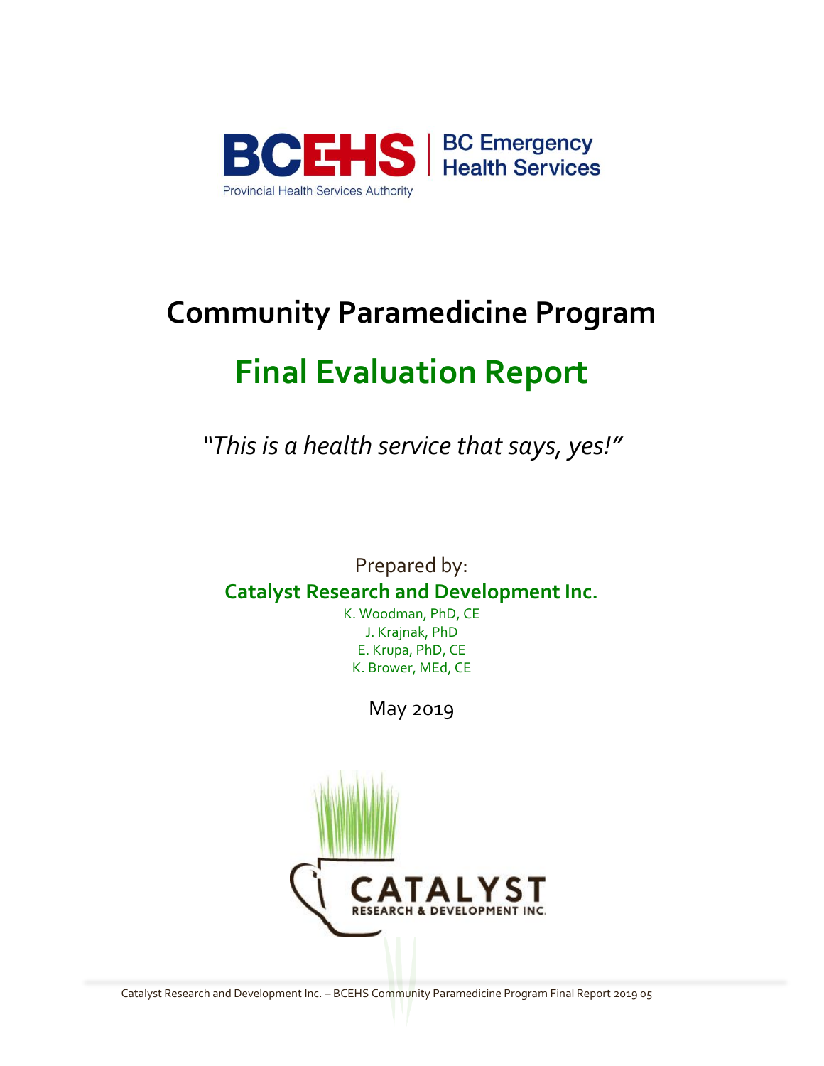BCEHS | BC Emergency Health Services

Provincial Health Services Authority

# Community Paramedicine Program

# Final Evaluation Report

*"This is a health service that says, yes!"*

Prepared by:

**Catalyst Research and Development Inc.**

K. Woodman, PhD, CE
J. Krajnak, PhD
E. Krupa, PhD, CE
K. Brower, MEd, CE

May 2019

CATALYST RESEARCH & DEVELOPMENT INC.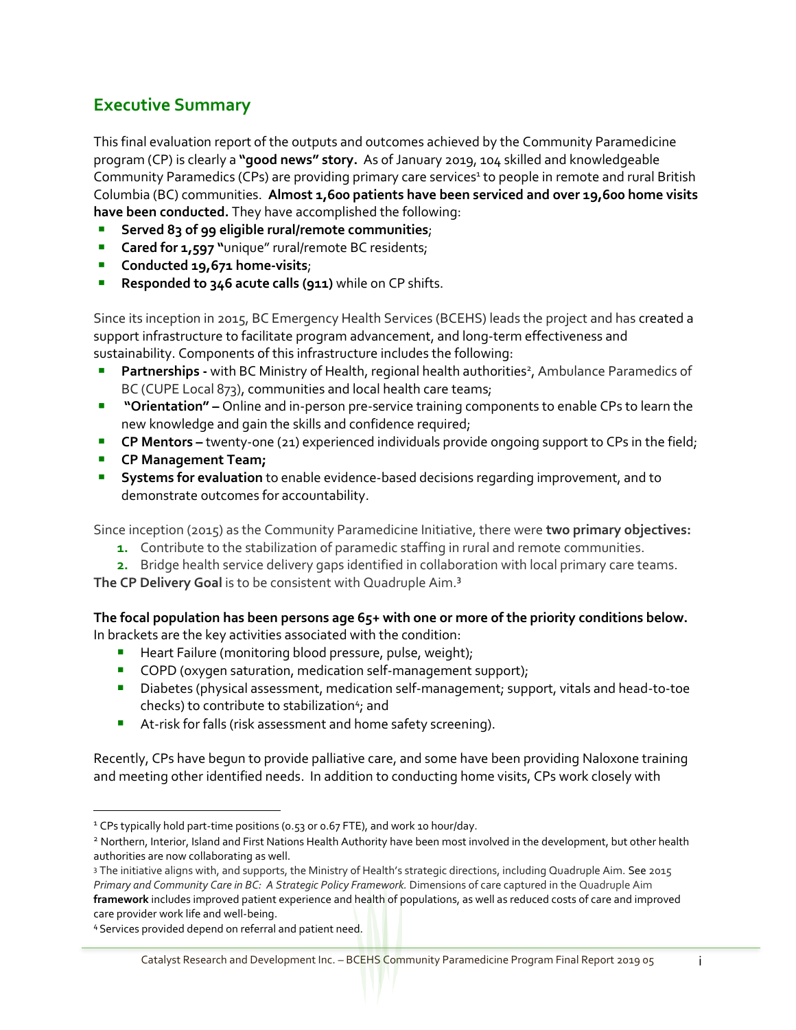## Executive Summary

This final evaluation report of the outputs and outcomes achieved by the Community Paramedicine program (CP) is clearly a **"good news" story.** As of January 2019, 104 skilled and knowledgeable Community Paramedics (CPs) are providing primary care services[1] to people in remote and rural British Columbia (BC) communities. **Almost 1,600 patients have been serviced and over 19,600 home visits have been conducted.** They have accomplished the following:

- **Served 83 of 99 eligible rural/remote communities**;
- **Cared for 1,597 "**unique" rural/remote BC residents;
- **Conducted 19,671 home-visits**;
- **Responded to 346 acute calls (911)** while on CP shifts.

Since its inception in 2015, BC Emergency Health Services (BCEHS) leads the project and has created a support infrastructure to facilitate program advancement, and long-term effectiveness and sustainability. Components of this infrastructure includes the following:

- **Partnerships -** with BC Ministry of Health, regional health authorities[2], Ambulance Paramedics of BC (CUPE Local 873), communities and local health care teams;
- **"Orientation" –** Online and in-person pre-service training components to enable CPs to learn the new knowledge and gain the skills and confidence required;
- **CP Mentors –** twenty-one (21) experienced individuals provide ongoing support to CPs in the field;
- **CP Management Team;**
- **Systems for evaluation** to enable evidence-based decisions regarding improvement, and to demonstrate outcomes for accountability.

Since inception (2015) as the Community Paramedicine Initiative, there were **two primary objectives:**

1. Contribute to the stabilization of paramedic staffing in rural and remote communities.
2. Bridge health service delivery gaps identified in collaboration with local primary care teams.

**The CP Delivery Goal** is to be consistent with Quadruple Aim.[3]

**The focal population has been persons age 65+ with one or more of the priority conditions below.** In brackets are the key activities associated with the condition:

- Heart Failure (monitoring blood pressure, pulse, weight);
- COPD (oxygen saturation, medication self-management support);
- Diabetes (physical assessment, medication self-management; support, vitals and head-to-toe checks) to contribute to stabilization[4]; and
- At-risk for falls (risk assessment and home safety screening).

Recently, CPs have begun to provide palliative care, and some have been providing Naloxone training and meeting other identified needs. In addition to conducting home visits, CPs work closely with

---

[1] CPs typically hold part-time positions (0.53 or 0.67 FTE), and work 10 hour/day.

[2] Northern, Interior, Island and First Nations Health Authority have been most involved in the development, but other health authorities are now collaborating as well.

[3] The initiative aligns with, and supports, the Ministry of Health's strategic directions, including Quadruple Aim. See 2015 *Primary and Community Care in BC: A Strategic Policy Framework.* Dimensions of care captured in the Quadruple Aim **framework** includes improved patient experience and health of populations, as well as reduced costs of care and improved care provider work life and well-being.

[4] Services provided depend on referral and patient need.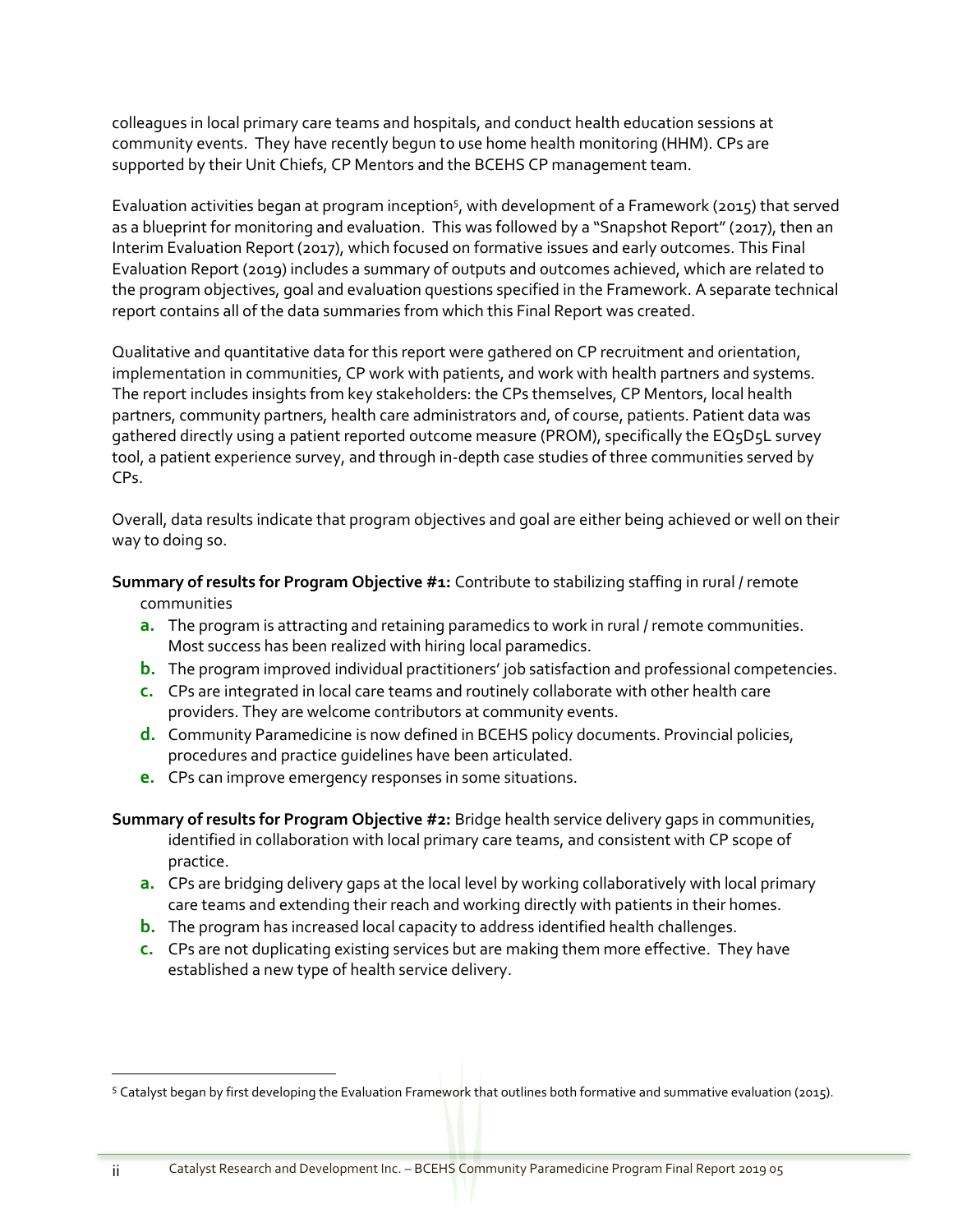colleagues in local primary care teams and hospitals, and conduct health education sessions at community events. They have recently begun to use home health monitoring (HHM). CPs are supported by their Unit Chiefs, CP Mentors and the BCEHS CP management team.

Evaluation activities began at program inception[5], with development of a Framework (2015) that served as a blueprint for monitoring and evaluation. This was followed by a "Snapshot Report" (2017), then an Interim Evaluation Report (2017), which focused on formative issues and early outcomes. This Final Evaluation Report (2019) includes a summary of outputs and outcomes achieved, which are related to the program objectives, goal and evaluation questions specified in the Framework. A separate technical report contains all of the data summaries from which this Final Report was created.

Qualitative and quantitative data for this report were gathered on CP recruitment and orientation, implementation in communities, CP work with patients, and work with health partners and systems. The report includes insights from key stakeholders: the CPs themselves, CP Mentors, local health partners, community partners, health care administrators and, of course, patients. Patient data was gathered directly using a patient reported outcome measure (PROM), specifically the EQ5D5L survey tool, a patient experience survey, and through in-depth case studies of three communities served by CPs.

Overall, data results indicate that program objectives and goal are either being achieved or well on their way to doing so.

**Summary of results for Program Objective #1:** Contribute to stabilizing staffing in rural / remote communities

a. The program is attracting and retaining paramedics to work in rural / remote communities. Most success has been realized with hiring local paramedics.
b. The program improved individual practitioners' job satisfaction and professional competencies.
c. CPs are integrated in local care teams and routinely collaborate with other health care providers. They are welcome contributors at community events.
d. Community Paramedicine is now defined in BCEHS policy documents. Provincial policies, procedures and practice guidelines have been articulated.
e. CPs can improve emergency responses in some situations.

**Summary of results for Program Objective #2:** Bridge health service delivery gaps in communities, identified in collaboration with local primary care teams, and consistent with CP scope of practice.

a. CPs are bridging delivery gaps at the local level by working collaboratively with local primary care teams and extending their reach and working directly with patients in their homes.
b. The program has increased local capacity to address identified health challenges.
c. CPs are not duplicating existing services but are making them more effective. They have established a new type of health service delivery.

[5] Catalyst began by first developing the Evaluation Framework that outlines both formative and summative evaluation (2015).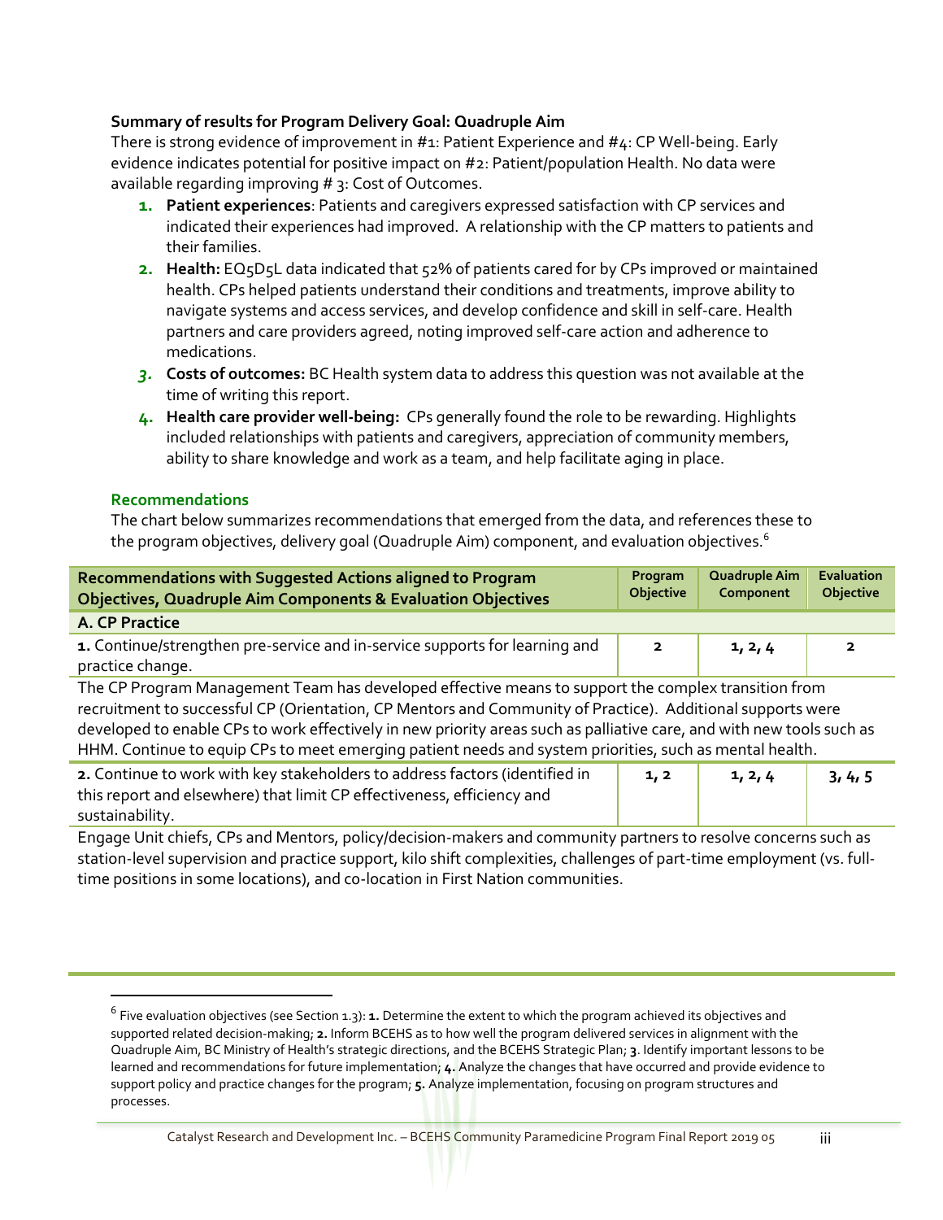**Summary of results for Program Delivery Goal: Quadruple Aim**

There is strong evidence of improvement in #1: Patient Experience and #4: CP Well-being. Early evidence indicates potential for positive impact on #2: Patient/population Health. No data were available regarding improving # 3: Cost of Outcomes.

1. **Patient experiences**: Patients and caregivers expressed satisfaction with CP services and indicated their experiences had improved. A relationship with the CP matters to patients and their families.
2. **Health:** EQ5D5L data indicated that 52% of patients cared for by CPs improved or maintained health. CPs helped patients understand their conditions and treatments, improve ability to navigate systems and access services, and develop confidence and skill in self-care. Health partners and care providers agreed, noting improved self-care action and adherence to medications.
3. **Costs of outcomes:** BC Health system data to address this question was not available at the time of writing this report.
4. **Health care provider well-being:** CPs generally found the role to be rewarding. Highlights included relationships with patients and caregivers, appreciation of community members, ability to share knowledge and work as a team, and help facilitate aging in place.

### Recommendations

The chart below summarizes recommendations that emerged from the data, and references these to the program objectives, delivery goal (Quadruple Aim) component, and evaluation objectives.[6]

| Recommendations with Suggested Actions aligned to Program Objectives, Quadruple Aim Components & Evaluation Objectives | Program Objective | Quadruple Aim Component | Evaluation Objective |
|---|---|---|---|
| **A. CP Practice** | | | |
| **1.** Continue/strengthen pre-service and in-service supports for learning and practice change. | 2 | 1, 2, 4 | 2 |
| The CP Program Management Team has developed effective means to support the complex transition from recruitment to successful CP (Orientation, CP Mentors and Community of Practice). Additional supports were developed to enable CPs to work effectively in new priority areas such as palliative care, and with new tools such as HHM. Continue to equip CPs to meet emerging patient needs and system priorities, such as mental health. | | | |
| **2.** Continue to work with key stakeholders to address factors (identified in this report and elsewhere) that limit CP effectiveness, efficiency and sustainability. | 1, 2 | 1, 2, 4 | 3, 4, 5 |
| Engage Unit chiefs, CPs and Mentors, policy/decision-makers and community partners to resolve concerns such as station-level supervision and practice support, kilo shift complexities, challenges of part-time employment (vs. full-time positions in some locations), and co-location in First Nation communities. | | | |

[6] Five evaluation objectives (see Section 1.3): **1.** Determine the extent to which the program achieved its objectives and supported related decision-making; **2.** Inform BCEHS as to how well the program delivered services in alignment with the Quadruple Aim, BC Ministry of Health's strategic directions, and the BCEHS Strategic Plan; **3**. Identify important lessons to be learned and recommendations for future implementation; **4.** Analyze the changes that have occurred and provide evidence to support policy and practice changes for the program; **5.** Analyze implementation, focusing on program structures and processes.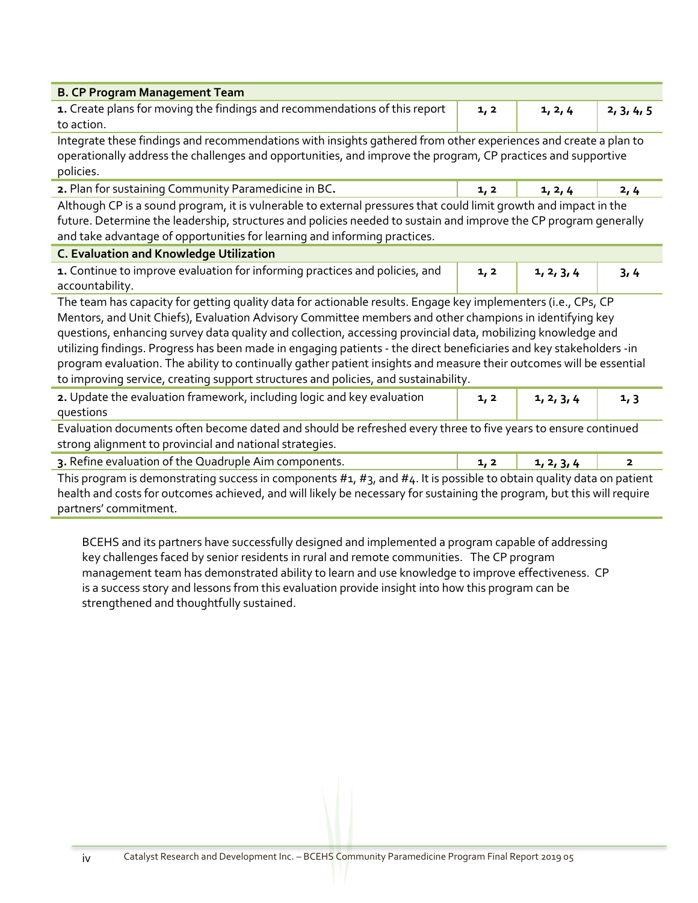| B. CP Program Management Team | | | |
|---|---|---|---|
| **1.** Create plans for moving the findings and recommendations of this report to action. | **1, 2** | **1, 2, 4** | **2, 3, 4, 5** |
| Integrate these findings and recommendations with insights gathered from other experiences and create a plan to operationally address the challenges and opportunities, and improve the program, CP practices and supportive policies. | | | |
| **2.** Plan for sustaining Community Paramedicine in BC. | **1, 2** | **1, 2, 4** | **2, 4** |
| Although CP is a sound program, it is vulnerable to external pressures that could limit growth and impact in the future. Determine the leadership, structures and policies needed to sustain and improve the CP program generally and take advantage of opportunities for learning and informing practices. | | | |
| **C. Evaluation and Knowledge Utilization** | | | |
| **1.** Continue to improve evaluation for informing practices and policies, and accountability. | **1, 2** | **1, 2, 3, 4** | **3, 4** |
| The team has capacity for getting quality data for actionable results. Engage key implementers (i.e., CPs, CP Mentors, and Unit Chiefs), Evaluation Advisory Committee members and other champions in identifying key questions, enhancing survey data quality and collection, accessing provincial data, mobilizing knowledge and utilizing findings. Progress has been made in engaging patients - the direct beneficiaries and key stakeholders -in program evaluation. The ability to continually gather patient insights and measure their outcomes will be essential to improving service, creating support structures and policies, and sustainability. | | | |
| **2.** Update the evaluation framework, including logic and key evaluation questions | **1, 2** | **1, 2, 3, 4** | **1, 3** |
| Evaluation documents often become dated and should be refreshed every three to five years to ensure continued strong alignment to provincial and national strategies. | | | |
| **3.** Refine evaluation of the Quadruple Aim components. | **1, 2** | **1, 2, 3, 4** | **2** |
| This program is demonstrating success in components #1, #3, and #4. It is possible to obtain quality data on patient health and costs for outcomes achieved, and will likely be necessary for sustaining the program, but this will require partners' commitment. | | | |

BCEHS and its partners have successfully designed and implemented a program capable of addressing key challenges faced by senior residents in rural and remote communities. The CP program management team has demonstrated ability to learn and use knowledge to improve effectiveness. CP is a success story and lessons from this evaluation provide insight into how this program can be strengthened and thoughtfully sustained.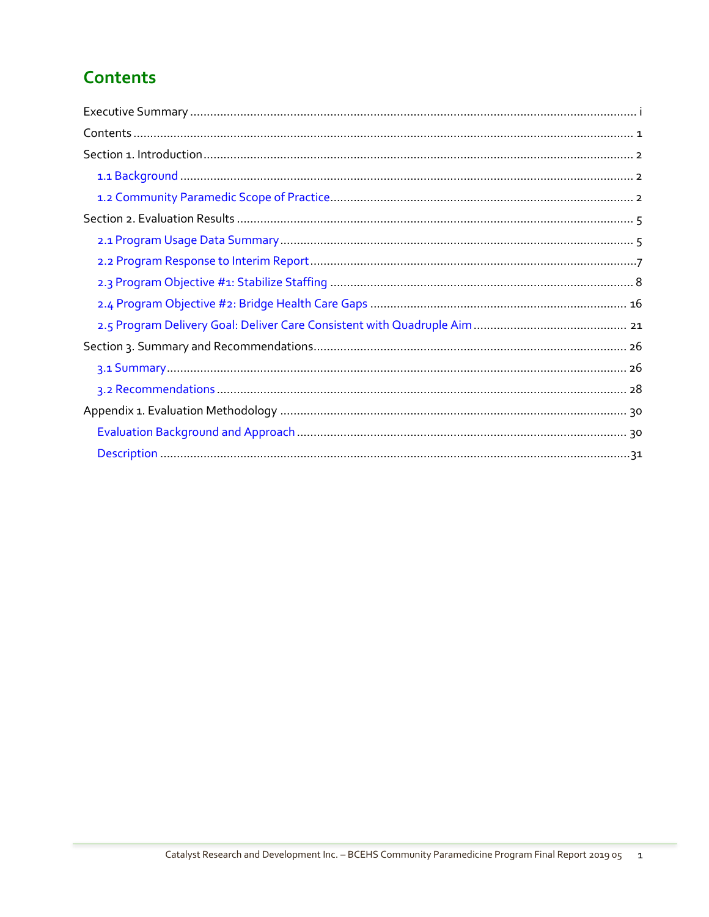# Contents

Executive Summary ........................................................................................................ i

Contents ........................................................................................................................ 1

Section 1. Introduction .................................................................................................. 2

- 1.1 Background ........................................................................................................ 2
- 1.2 Community Paramedic Scope of Practice ........................................................... 2

Section 2. Evaluation Results ......................................................................................... 5

- 2.1 Program Usage Data Summary ........................................................................... 5
- 2.2 Program Response to Interim Report ................................................................... 7
- 2.3 Program Objective #1: Stabilize Staffing ............................................................. 8
- 2.4 Program Objective #2: Bridge Health Care Gaps ................................................ 16
- 2.5 Program Delivery Goal: Deliver Care Consistent with Quadruple Aim ................ 21

Section 3. Summary and Recommendations ................................................................ 26

- 3.1 Summary ........................................................................................................... 26
- 3.2 Recommendations ............................................................................................. 28

Appendix 1. Evaluation Methodology ........................................................................... 30

- Evaluation Background and Approach ................................................................... 30
- Description ............................................................................................................. 31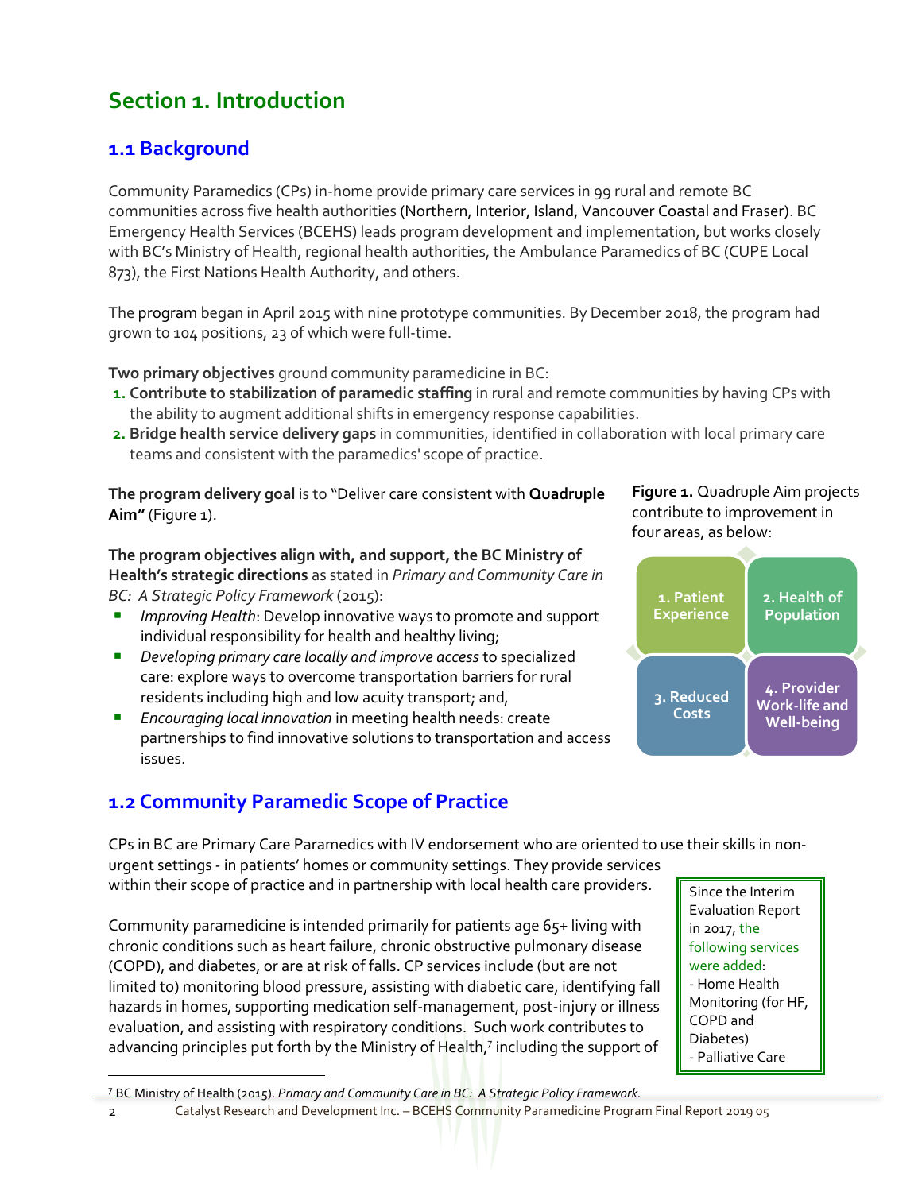# Section 1. Introduction

## 1.1 Background

Community Paramedics (CPs) in-home provide primary care services in 99 rural and remote BC communities across five health authorities (Northern, Interior, Island, Vancouver Coastal and Fraser). BC Emergency Health Services (BCEHS) leads program development and implementation, but works closely with BC's Ministry of Health, regional health authorities, the Ambulance Paramedics of BC (CUPE Local 873), the First Nations Health Authority, and others.

The program began in April 2015 with nine prototype communities. By December 2018, the program had grown to 104 positions, 23 of which were full-time.

**Two primary objectives** ground community paramedicine in BC:

1. **Contribute to stabilization of paramedic staffing** in rural and remote communities by having CPs with the ability to augment additional shifts in emergency response capabilities.
2. **Bridge health service delivery gaps** in communities, identified in collaboration with local primary care teams and consistent with the paramedics' scope of practice.

**The program delivery goal** is to "Deliver care consistent with **Quadruple Aim"** (Figure 1).

**Figure 1.** Quadruple Aim projects contribute to improvement in four areas, as below:

| 1. Patient Experience | 2. Health of Population |
|---|---|
| 3. Reduced Costs | 4. Provider Work-life and Well-being |

**The program objectives align with, and support, the BC Ministry of Health's strategic directions** as stated in *Primary and Community Care in BC: A Strategic Policy Framework* (2015):

- *Improving Health*: Develop innovative ways to promote and support individual responsibility for health and healthy living;
- *Developing primary care locally and improve access* to specialized care: explore ways to overcome transportation barriers for rural residents including high and low acuity transport; and,
- *Encouraging local innovation* in meeting health needs: create partnerships to find innovative solutions to transportation and access issues.

## 1.2 Community Paramedic Scope of Practice

CPs in BC are Primary Care Paramedics with IV endorsement who are oriented to use their skills in non-urgent settings - in patients' homes or community settings. They provide services within their scope of practice and in partnership with local health care providers.

Community paramedicine is intended primarily for patients age 65+ living with chronic conditions such as heart failure, chronic obstructive pulmonary disease (COPD), and diabetes, or are at risk of falls. CP services include (but are not limited to) monitoring blood pressure, assisting with diabetic care, identifying fall hazards in homes, supporting medication self-management, post-injury or illness evaluation, and assisting with respiratory conditions. Such work contributes to advancing principles put forth by the Ministry of Health,[7] including the support of

> Since the Interim Evaluation Report in 2017, the following services were added:
> - Home Health Monitoring (for HF, COPD and Diabetes)
> - Palliative Care

[7] BC Ministry of Health (2015). *Primary and Community Care in BC: A Strategic Policy Framework.*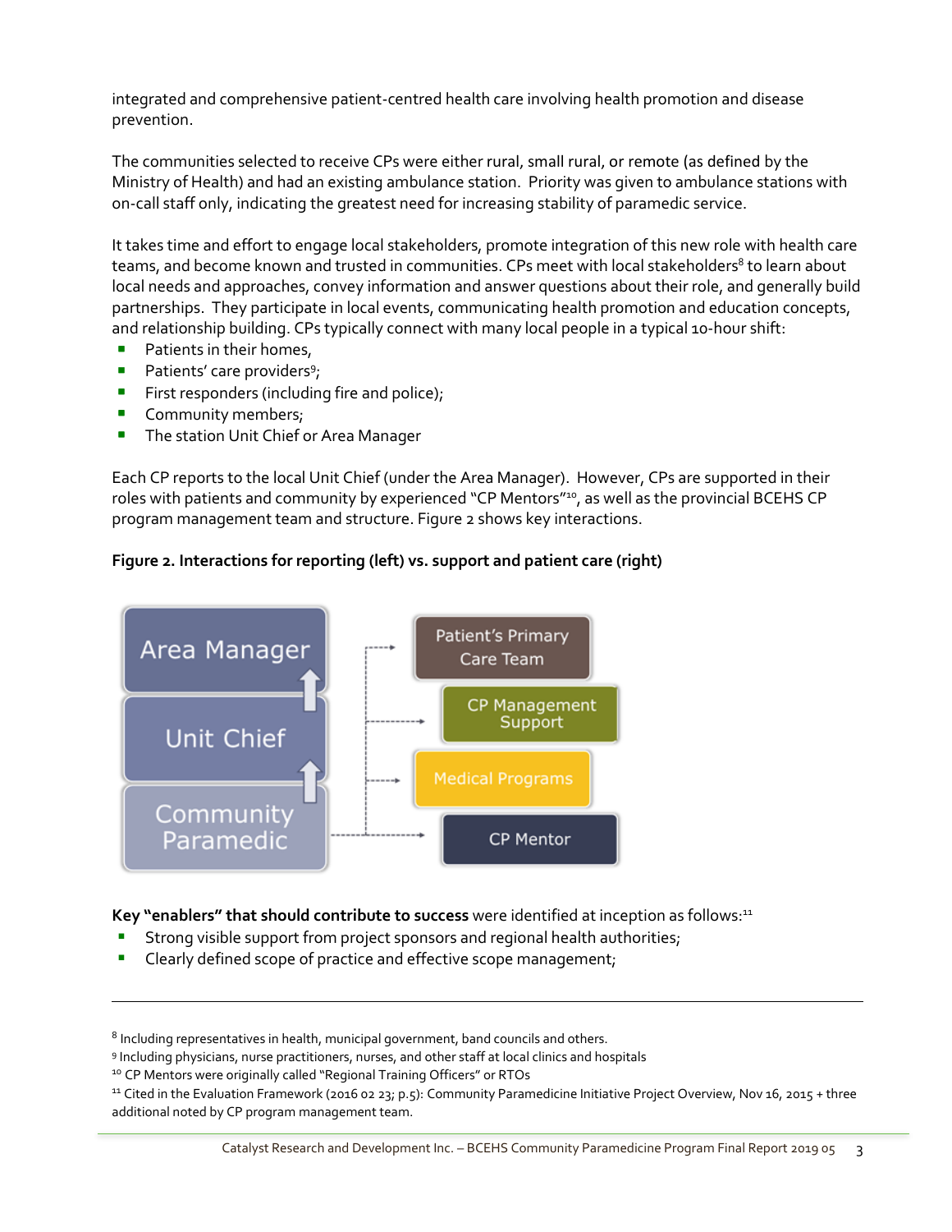integrated and comprehensive patient-centred health care involving health promotion and disease prevention.

The communities selected to receive CPs were either rural, small rural, or remote (as defined by the Ministry of Health) and had an existing ambulance station. Priority was given to ambulance stations with on-call staff only, indicating the greatest need for increasing stability of paramedic service.

It takes time and effort to engage local stakeholders, promote integration of this new role with health care teams, and become known and trusted in communities. CPs meet with local stakeholders[8] to learn about local needs and approaches, convey information and answer questions about their role, and generally build partnerships. They participate in local events, communicating health promotion and education concepts, and relationship building. CPs typically connect with many local people in a typical 10-hour shift:

- Patients in their homes,
- Patients' care providers[9];
- First responders (including fire and police);
- Community members;
- The station Unit Chief or Area Manager

Each CP reports to the local Unit Chief (under the Area Manager). However, CPs are supported in their roles with patients and community by experienced "CP Mentors"[10], as well as the provincial BCEHS CP program management team and structure. Figure 2 shows key interactions.

**Figure 2. Interactions for reporting (left) vs. support and patient care (right)**

Area Manager
Unit Chief
Community Paramedic

Patient's Primary Care Team
CP Management Support
Medical Programs
CP Mentor

**Key "enablers" that should contribute to success** were identified at inception as follows:[11]

- Strong visible support from project sponsors and regional health authorities;
- Clearly defined scope of practice and effective scope management;

---

[8] Including representatives in health, municipal government, band councils and others.
[9] Including physicians, nurse practitioners, nurses, and other staff at local clinics and hospitals
[10] CP Mentors were originally called "Regional Training Officers" or RTOs
[11] Cited in the Evaluation Framework (2016 02 23; p.5): Community Paramedicine Initiative Project Overview, Nov 16, 2015 + three additional noted by CP program management team.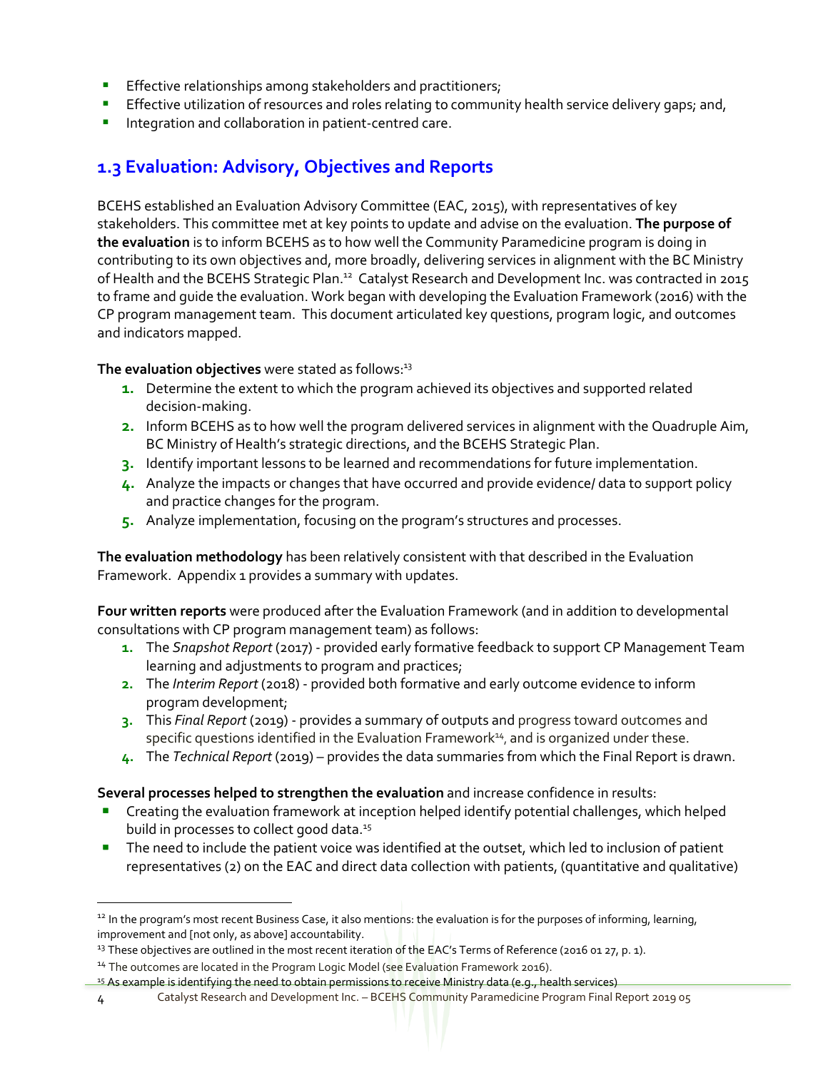- Effective relationships among stakeholders and practitioners;
- Effective utilization of resources and roles relating to community health service delivery gaps; and,
- Integration and collaboration in patient-centred care.

## 1.3 Evaluation: Advisory, Objectives and Reports

BCEHS established an Evaluation Advisory Committee (EAC, 2015), with representatives of key stakeholders. This committee met at key points to update and advise on the evaluation. **The purpose of the evaluation** is to inform BCEHS as to how well the Community Paramedicine program is doing in contributing to its own objectives and, more broadly, delivering services in alignment with the BC Ministry of Health and the BCEHS Strategic Plan.[12] Catalyst Research and Development Inc. was contracted in 2015 to frame and guide the evaluation. Work began with developing the Evaluation Framework (2016) with the CP program management team. This document articulated key questions, program logic, and outcomes and indicators mapped.

**The evaluation objectives** were stated as follows:[13]

1. Determine the extent to which the program achieved its objectives and supported related decision-making.
2. Inform BCEHS as to how well the program delivered services in alignment with the Quadruple Aim, BC Ministry of Health's strategic directions, and the BCEHS Strategic Plan.
3. Identify important lessons to be learned and recommendations for future implementation.
4. Analyze the impacts or changes that have occurred and provide evidence/ data to support policy and practice changes for the program.
5. Analyze implementation, focusing on the program's structures and processes.

**The evaluation methodology** has been relatively consistent with that described in the Evaluation Framework. Appendix 1 provides a summary with updates.

**Four written reports** were produced after the Evaluation Framework (and in addition to developmental consultations with CP program management team) as follows:

1. The *Snapshot Report* (2017) - provided early formative feedback to support CP Management Team learning and adjustments to program and practices;
2. The *Interim Report* (2018) - provided both formative and early outcome evidence to inform program development;
3. This *Final Report* (2019) - provides a summary of outputs and progress toward outcomes and specific questions identified in the Evaluation Framework[14], and is organized under these.
4. The *Technical Report* (2019) – provides the data summaries from which the Final Report is drawn.

**Several processes helped to strengthen the evaluation** and increase confidence in results:

- Creating the evaluation framework at inception helped identify potential challenges, which helped build in processes to collect good data.[15]
- The need to include the patient voice was identified at the outset, which led to inclusion of patient representatives (2) on the EAC and direct data collection with patients, (quantitative and qualitative)

---

[12] In the program's most recent Business Case, it also mentions: the evaluation is for the purposes of informing, learning, improvement and [not only, as above] accountability.

[13] These objectives are outlined in the most recent iteration of the EAC's Terms of Reference (2016 01 27, p. 1).

[14] The outcomes are located in the Program Logic Model (see Evaluation Framework 2016).

[15] As example is identifying the need to obtain permissions to receive Ministry data (e.g., health services)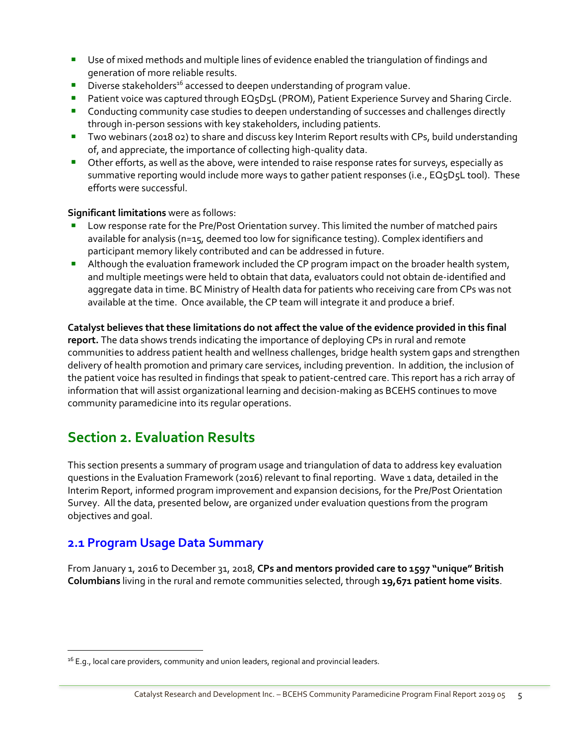- Use of mixed methods and multiple lines of evidence enabled the triangulation of findings and generation of more reliable results.
- Diverse stakeholders[16] accessed to deepen understanding of program value.
- Patient voice was captured through EQ5D5L (PROM), Patient Experience Survey and Sharing Circle.
- Conducting community case studies to deepen understanding of successes and challenges directly through in-person sessions with key stakeholders, including patients.
- Two webinars (2018 02) to share and discuss key Interim Report results with CPs, build understanding of, and appreciate, the importance of collecting high-quality data.
- Other efforts, as well as the above, were intended to raise response rates for surveys, especially as summative reporting would include more ways to gather patient responses (i.e., EQ5D5L tool). These efforts were successful.

**Significant limitations** were as follows:

- Low response rate for the Pre/Post Orientation survey. This limited the number of matched pairs available for analysis (n=15, deemed too low for significance testing). Complex identifiers and participant memory likely contributed and can be addressed in future.
- Although the evaluation framework included the CP program impact on the broader health system, and multiple meetings were held to obtain that data, evaluators could not obtain de-identified and aggregate data in time. BC Ministry of Health data for patients who receiving care from CPs was not available at the time. Once available, the CP team will integrate it and produce a brief.

**Catalyst believes that these limitations do not affect the value of the evidence provided in this final report.** The data shows trends indicating the importance of deploying CPs in rural and remote communities to address patient health and wellness challenges, bridge health system gaps and strengthen delivery of health promotion and primary care services, including prevention. In addition, the inclusion of the patient voice has resulted in findings that speak to patient-centred care. This report has a rich array of information that will assist organizational learning and decision-making as BCEHS continues to move community paramedicine into its regular operations.

# Section 2. Evaluation Results

This section presents a summary of program usage and triangulation of data to address key evaluation questions in the Evaluation Framework (2016) relevant to final reporting. Wave 1 data, detailed in the Interim Report, informed program improvement and expansion decisions, for the Pre/Post Orientation Survey. All the data, presented below, are organized under evaluation questions from the program objectives and goal.

## 2.1 Program Usage Data Summary

From January 1, 2016 to December 31, 2018, **CPs and mentors provided care to 1597 "unique" British Columbians** living in the rural and remote communities selected, through **19,671 patient home visits**.

[16] E.g., local care providers, community and union leaders, regional and provincial leaders.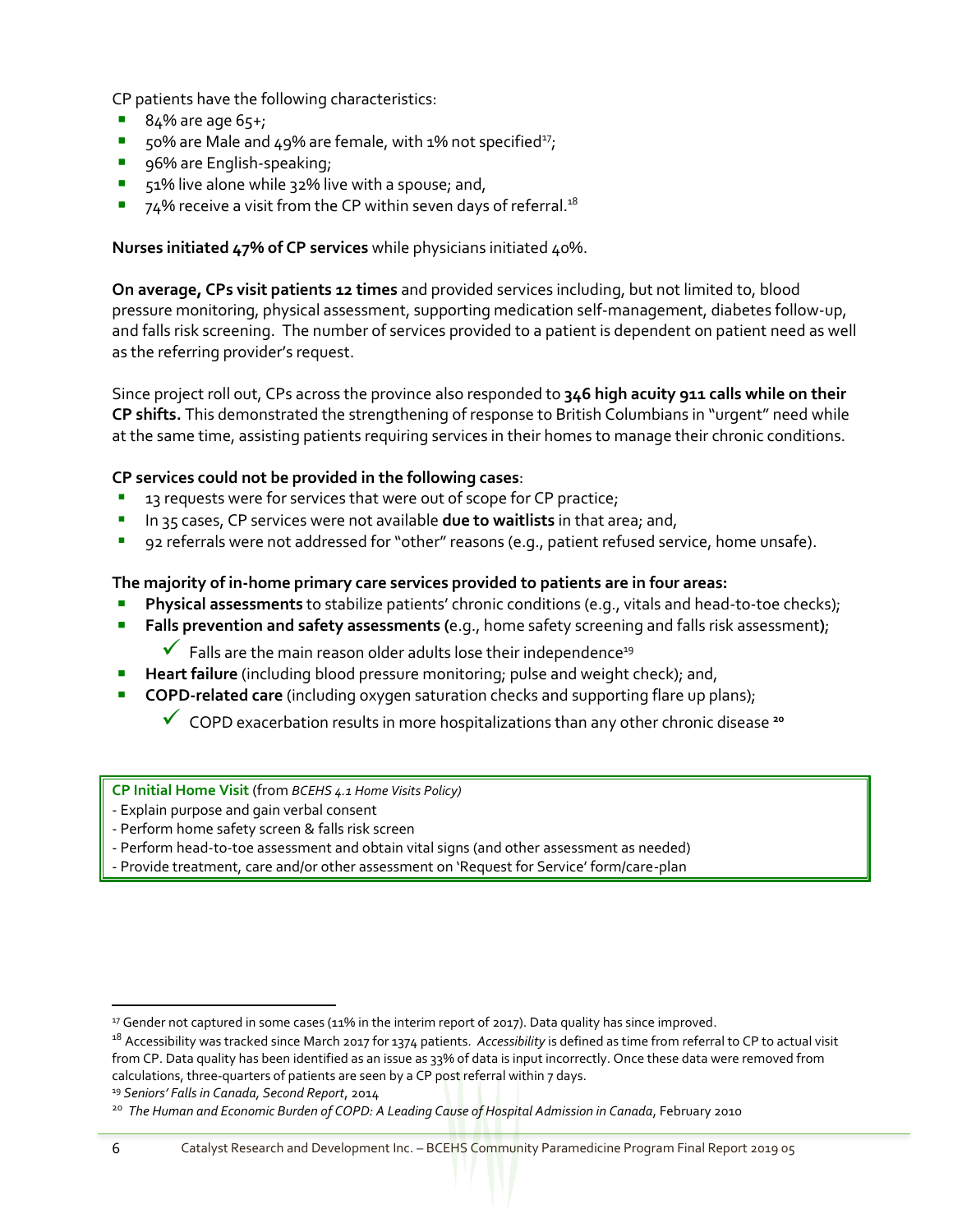CP patients have the following characteristics:

- 84% are age 65+;
- 50% are Male and 49% are female, with 1% not specified[17];
- 96% are English-speaking;
- 51% live alone while 32% live with a spouse; and,
- 74% receive a visit from the CP within seven days of referral.[18]

**Nurses initiated 47% of CP services** while physicians initiated 40%.

**On average, CPs visit patients 12 times** and provided services including, but not limited to, blood pressure monitoring, physical assessment, supporting medication self-management, diabetes follow-up, and falls risk screening. The number of services provided to a patient is dependent on patient need as well as the referring provider's request.

Since project roll out, CPs across the province also responded to **346 high acuity 911 calls while on their CP shifts.** This demonstrated the strengthening of response to British Columbians in "urgent" need while at the same time, assisting patients requiring services in their homes to manage their chronic conditions.

**CP services could not be provided in the following cases**:

- 13 requests were for services that were out of scope for CP practice;
- In 35 cases, CP services were not available **due to waitlists** in that area; and,
- 92 referrals were not addressed for "other" reasons (e.g., patient refused service, home unsafe).

**The majority of in-home primary care services provided to patients are in four areas:**

- **Physical assessments** to stabilize patients' chronic conditions (e.g., vitals and head-to-toe checks);
- **Falls prevention and safety assessments (**e.g., home safety screening and falls risk assessment**)**;
  - ✓ Falls are the main reason older adults lose their independence[19]
- **Heart failure** (including blood pressure monitoring; pulse and weight check); and,
- **COPD-related care** (including oxygen saturation checks and supporting flare up plans);
  - ✓ COPD exacerbation results in more hospitalizations than any other chronic disease [20]

**CP Initial Home Visit** (from *BCEHS 4.1 Home Visits Policy)*
- Explain purpose and gain verbal consent
- Perform home safety screen & falls risk screen
- Perform head-to-toe assessment and obtain vital signs (and other assessment as needed)
- Provide treatment, care and/or other assessment on 'Request for Service' form/care-plan

---

[17] Gender not captured in some cases (11% in the interim report of 2017). Data quality has since improved.

[18] Accessibility was tracked since March 2017 for 1374 patients. *Accessibility* is defined as time from referral to CP to actual visit from CP. Data quality has been identified as an issue as 33% of data is input incorrectly. Once these data were removed from calculations, three-quarters of patients are seen by a CP post referral within 7 days.

[19] *Seniors' Falls in Canada, Second Report*, 2014

[20] *The Human and Economic Burden of COPD: A Leading Cause of Hospital Admission in Canada*, February 2010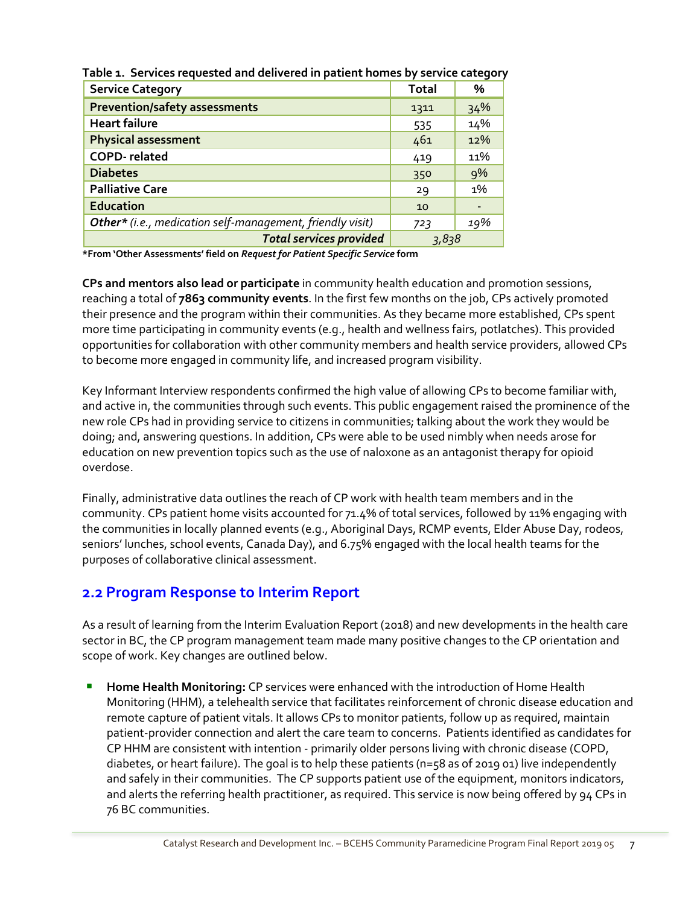**Table 1. Services requested and delivered in patient homes by service category**

| Service Category | Total | % |
|---|---|---|
| **Prevention/safety assessments** | 1311 | 34% |
| **Heart failure** | 535 | 14% |
| **Physical assessment** | 461 | 12% |
| **COPD- related** | 419 | 11% |
| **Diabetes** | 350 | 9% |
| **Palliative Care** | 29 | 1% |
| **Education** | 10 | - |
| ***Other**** *(i.e., medication self-management, friendly visit)* | *723* | *19%* |
| ***Total services provided*** | *3,838* | |

**\*From 'Other Assessments' field on *Request for Patient Specific Service* form**

**CPs and mentors also lead or participate** in community health education and promotion sessions, reaching a total of **7863 community events**. In the first few months on the job, CPs actively promoted their presence and the program within their communities. As they became more established, CPs spent more time participating in community events (e.g., health and wellness fairs, potlatches). This provided opportunities for collaboration with other community members and health service providers, allowed CPs to become more engaged in community life, and increased program visibility.

Key Informant Interview respondents confirmed the high value of allowing CPs to become familiar with, and active in, the communities through such events. This public engagement raised the prominence of the new role CPs had in providing service to citizens in communities; talking about the work they would be doing; and, answering questions. In addition, CPs were able to be used nimbly when needs arose for education on new prevention topics such as the use of naloxone as an antagonist therapy for opioid overdose.

Finally, administrative data outlines the reach of CP work with health team members and in the community. CPs patient home visits accounted for 71.4% of total services, followed by 11% engaging with the communities in locally planned events (e.g., Aboriginal Days, RCMP events, Elder Abuse Day, rodeos, seniors' lunches, school events, Canada Day), and 6.75% engaged with the local health teams for the purposes of collaborative clinical assessment.

## 2.2 Program Response to Interim Report

As a result of learning from the Interim Evaluation Report (2018) and new developments in the health care sector in BC, the CP program management team made many positive changes to the CP orientation and scope of work. Key changes are outlined below.

- **Home Health Monitoring:** CP services were enhanced with the introduction of Home Health Monitoring (HHM), a telehealth service that facilitates reinforcement of chronic disease education and remote capture of patient vitals. It allows CPs to monitor patients, follow up as required, maintain patient-provider connection and alert the care team to concerns. Patients identified as candidates for CP HHM are consistent with intention - primarily older persons living with chronic disease (COPD, diabetes, or heart failure). The goal is to help these patients (n=58 as of 2019 01) live independently and safely in their communities. The CP supports patient use of the equipment, monitors indicators, and alerts the referring health practitioner, as required. This service is now being offered by 94 CPs in 76 BC communities.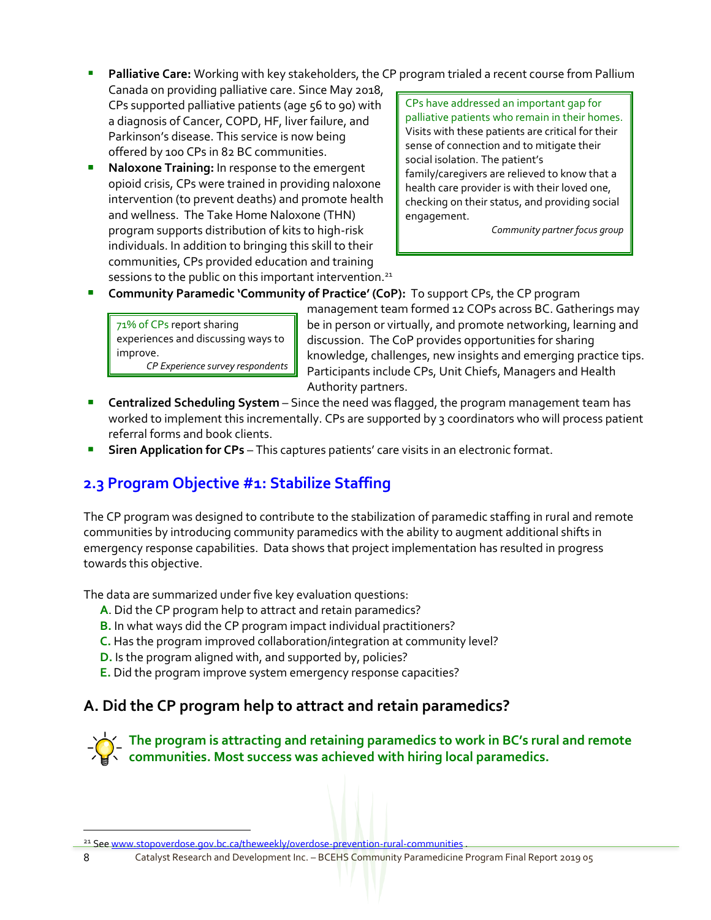- **Palliative Care:** Working with key stakeholders, the CP program trialed a recent course from Pallium Canada on providing palliative care. Since May 2018, CPs supported palliative patients (age 56 to 90) with a diagnosis of Cancer, COPD, HF, liver failure, and Parkinson's disease. This service is now being offered by 100 CPs in 82 BC communities.

> CPs have addressed an important gap for palliative patients who remain in their homes. Visits with these patients are critical for their sense of connection and to mitigate their social isolation. The patient's family/caregivers are relieved to know that a health care provider is with their loved one, checking on their status, and providing social engagement.
>
> *Community partner focus group*

- **Naloxone Training:** In response to the emergent opioid crisis, CPs were trained in providing naloxone intervention (to prevent deaths) and promote health and wellness. The Take Home Naloxone (THN) program supports distribution of kits to high-risk individuals. In addition to bringing this skill to their communities, CPs provided education and training sessions to the public on this important intervention.[21]
- **Community Paramedic 'Community of Practice' (CoP):** To support CPs, the CP program management team formed 12 COPs across BC. Gatherings may be in person or virtually, and promote networking, learning and discussion. The CoP provides opportunities for sharing knowledge, challenges, new insights and emerging practice tips. Participants include CPs, Unit Chiefs, Managers and Health Authority partners.

> 71% of CPs report sharing experiences and discussing ways to improve.
>
> *CP Experience survey respondents*

- **Centralized Scheduling System** – Since the need was flagged, the program management team has worked to implement this incrementally. CPs are supported by 3 coordinators who will process patient referral forms and book clients.
- **Siren Application for CPs** – This captures patients' care visits in an electronic format.

## 2.3 Program Objective #1: Stabilize Staffing

The CP program was designed to contribute to the stabilization of paramedic staffing in rural and remote communities by introducing community paramedics with the ability to augment additional shifts in emergency response capabilities. Data shows that project implementation has resulted in progress towards this objective.

The data are summarized under five key evaluation questions:

**A.** Did the CP program help to attract and retain paramedics?
**B.** In what ways did the CP program impact individual practitioners?
**C.** Has the program improved collaboration/integration at community level?
**D.** Is the program aligned with, and supported by, policies?
**E.** Did the program improve system emergency response capacities?

### A. Did the CP program help to attract and retain paramedics?

**The program is attracting and retaining paramedics to work in BC's rural and remote communities. Most success was achieved with hiring local paramedics.**

[21] See www.stopoverdose.gov.bc.ca/theweekly/overdose-prevention-rural-communities .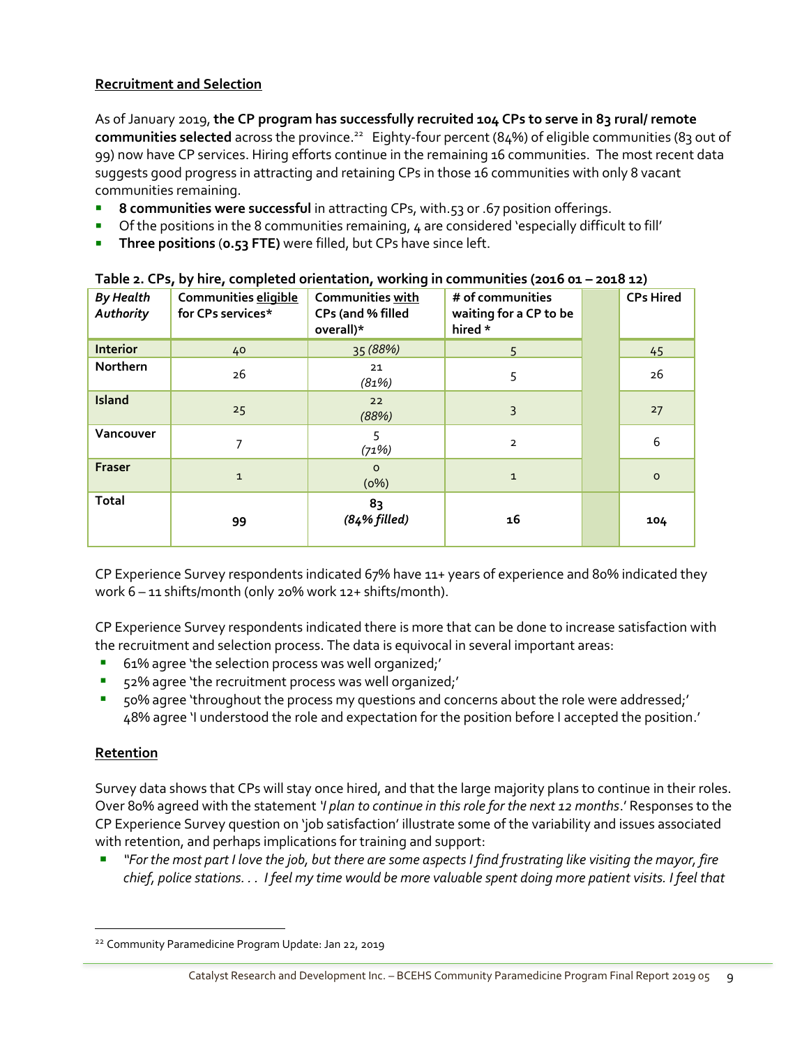**Recruitment and Selection**

As of January 2019, **the CP program has successfully recruited 104 CPs to serve in 83 rural/ remote communities selected** across the province.[22] Eighty-four percent (84%) of eligible communities (83 out of 99) now have CP services. Hiring efforts continue in the remaining 16 communities. The most recent data suggests good progress in attracting and retaining CPs in those 16 communities with only 8 vacant communities remaining.

- **8 communities were successful** in attracting CPs, with.53 or .67 position offerings.
- Of the positions in the 8 communities remaining, 4 are considered 'especially difficult to fill'
- **Three positions** (**0.53 FTE)** were filled, but CPs have since left.

**Table 2. CPs, by hire, completed orientation, working in communities (2016 01 – 2018 12)**

| *By Health Authority* | Communities eligible for CPs services* | Communities with CPs (and % filled overall)* | # of communities waiting for a CP to be hired * | | CPs Hired |
|---|---|---|---|---|---|
| **Interior** | 40 | 35 *(88%)* | 5 | | 45 |
| **Northern** | 26 | 21 *(81%)* | 5 | | 26 |
| **Island** | 25 | 22 *(88%)* | 3 | | 27 |
| **Vancouver** | 7 | 5 *(71%)* | 2 | | 6 |
| **Fraser** | 1 | 0 (0%) | 1 | | 0 |
| **Total** | **99** | **83** ***(84% filled)*** | **16** | | **104** |

CP Experience Survey respondents indicated 67% have 11+ years of experience and 80% indicated they work 6 – 11 shifts/month (only 20% work 12+ shifts/month).

CP Experience Survey respondents indicated there is more that can be done to increase satisfaction with the recruitment and selection process. The data is equivocal in several important areas:

- 61% agree 'the selection process was well organized;'
- 52% agree 'the recruitment process was well organized;'
- 50% agree 'throughout the process my questions and concerns about the role were addressed;' 48% agree 'I understood the role and expectation for the position before I accepted the position.'

**Retention**

Survey data shows that CPs will stay once hired, and that the large majority plans to continue in their roles. Over 80% agreed with the statement *'I plan to continue in this role for the next 12 months*.' Responses to the CP Experience Survey question on 'job satisfaction' illustrate some of the variability and issues associated with retention, and perhaps implications for training and support:

- *"For the most part I love the job, but there are some aspects I find frustrating like visiting the mayor, fire chief, police stations. . . I feel my time would be more valuable spent doing more patient visits. I feel that*

[22] Community Paramedicine Program Update: Jan 22, 2019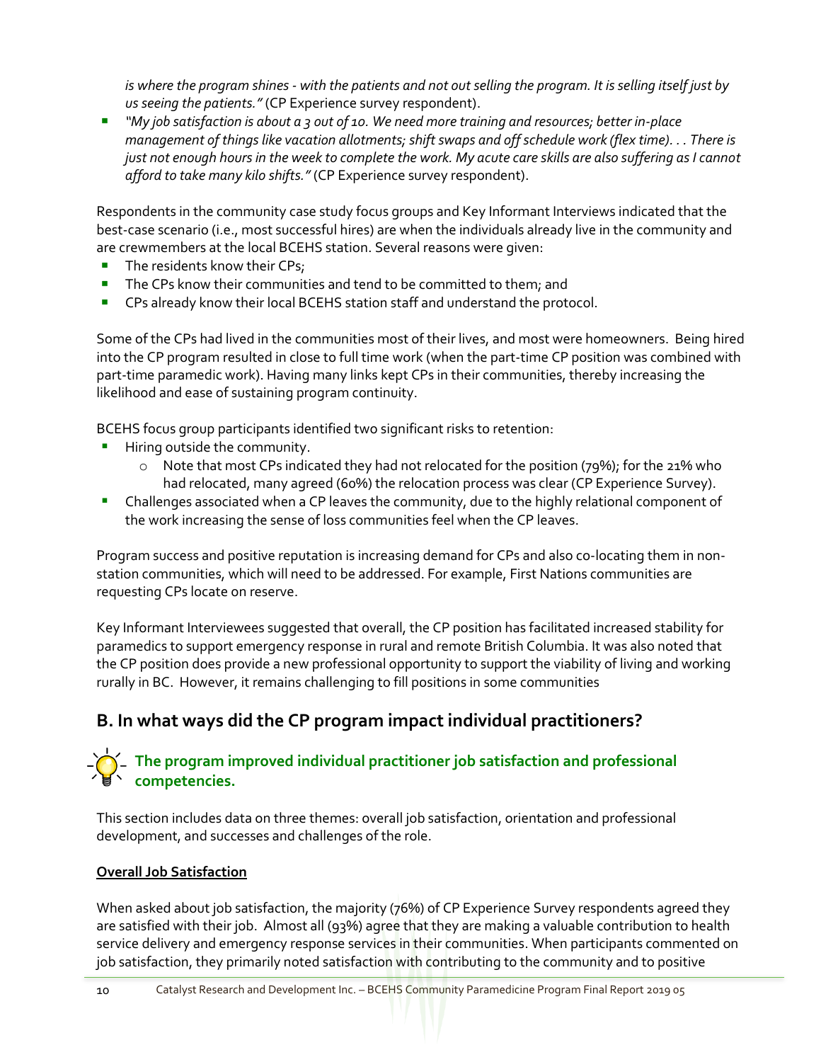*is where the program shines - with the patients and not out selling the program. It is selling itself just by us seeing the patients."* (CP Experience survey respondent).

- *"My job satisfaction is about a 3 out of 10. We need more training and resources; better in-place management of things like vacation allotments; shift swaps and off schedule work (flex time). . . There is just not enough hours in the week to complete the work. My acute care skills are also suffering as I cannot afford to take many kilo shifts."* (CP Experience survey respondent).

Respondents in the community case study focus groups and Key Informant Interviews indicated that the best-case scenario (i.e., most successful hires) are when the individuals already live in the community and are crewmembers at the local BCEHS station. Several reasons were given:

- The residents know their CPs;
- The CPs know their communities and tend to be committed to them; and
- CPs already know their local BCEHS station staff and understand the protocol.

Some of the CPs had lived in the communities most of their lives, and most were homeowners. Being hired into the CP program resulted in close to full time work (when the part-time CP position was combined with part-time paramedic work). Having many links kept CPs in their communities, thereby increasing the likelihood and ease of sustaining program continuity.

BCEHS focus group participants identified two significant risks to retention:

- Hiring outside the community.
  - Note that most CPs indicated they had not relocated for the position (79%); for the 21% who had relocated, many agreed (60%) the relocation process was clear (CP Experience Survey).
- Challenges associated when a CP leaves the community, due to the highly relational component of the work increasing the sense of loss communities feel when the CP leaves.

Program success and positive reputation is increasing demand for CPs and also co-locating them in non-station communities, which will need to be addressed. For example, First Nations communities are requesting CPs locate on reserve.

Key Informant Interviewees suggested that overall, the CP position has facilitated increased stability for paramedics to support emergency response in rural and remote British Columbia. It was also noted that the CP position does provide a new professional opportunity to support the viability of living and working rurally in BC. However, it remains challenging to fill positions in some communities

## B. In what ways did the CP program impact individual practitioners?

### The program improved individual practitioner job satisfaction and professional competencies.

This section includes data on three themes: overall job satisfaction, orientation and professional development, and successes and challenges of the role.

#### Overall Job Satisfaction

When asked about job satisfaction, the majority (76%) of CP Experience Survey respondents agreed they are satisfied with their job. Almost all (93%) agree that they are making a valuable contribution to health service delivery and emergency response services in their communities. When participants commented on job satisfaction, they primarily noted satisfaction with contributing to the community and to positive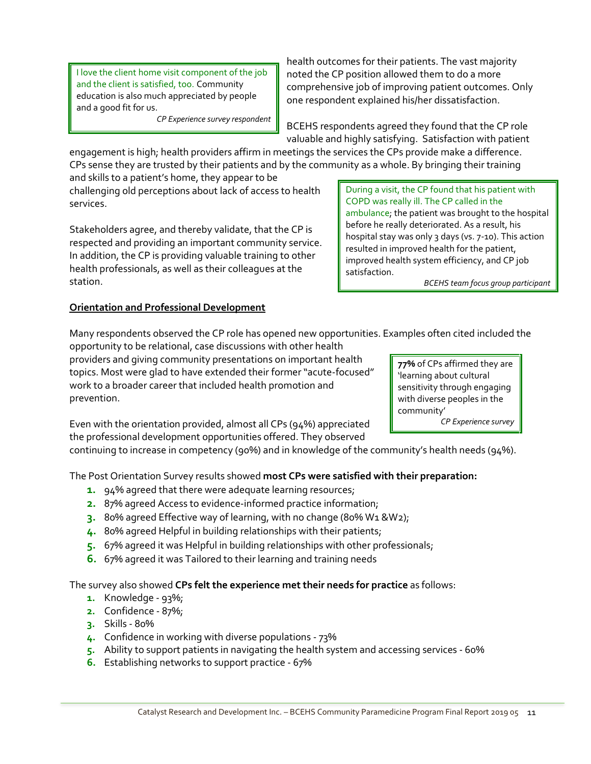> I love the client home visit component of the job and the client is satisfied, too. Community education is also much appreciated by people and a good fit for us.
>
> *CP Experience survey respondent*

health outcomes for their patients. The vast majority noted the CP position allowed them to do a more comprehensive job of improving patient outcomes. Only one respondent explained his/her dissatisfaction.

BCEHS respondents agreed they found that the CP role valuable and highly satisfying. Satisfaction with patient engagement is high; health providers affirm in meetings the services the CPs provide make a difference. CPs sense they are trusted by their patients and by the community as a whole. By bringing their training and skills to a patient's home, they appear to be challenging old perceptions about lack of access to health services.

> During a visit, the CP found that his patient with COPD was really ill. The CP called in the ambulance; the patient was brought to the hospital before he really deteriorated. As a result, his hospital stay was only 3 days (vs. 7-10). This action resulted in improved health for the patient, improved health system efficiency, and CP job satisfaction.
>
> *BCEHS team focus group participant*

Stakeholders agree, and thereby validate, that the CP is respected and providing an important community service. In addition, the CP is providing valuable training to other health professionals, as well as their colleagues at the station.

**Orientation and Professional Development**

Many respondents observed the CP role has opened new opportunities. Examples often cited included the opportunity to be relational, case discussions with other health providers and giving community presentations on important health topics. Most were glad to have extended their former "acute-focused" work to a broader career that included health promotion and prevention.

> **77%** of CPs affirmed they are 'learning about cultural sensitivity through engaging with diverse peoples in the community'
>
> *CP Experience survey*

Even with the orientation provided, almost all CPs (94%) appreciated the professional development opportunities offered. They observed continuing to increase in competency (90%) and in knowledge of the community's health needs (94%).

The Post Orientation Survey results showed **most CPs were satisfied with their preparation:**

1. 94% agreed that there were adequate learning resources;
2. 87% agreed Access to evidence-informed practice information;
3. 80% agreed Effective way of learning, with no change (80% W1 &W2);
4. 80% agreed Helpful in building relationships with their patients;
5. 67% agreed it was Helpful in building relationships with other professionals;
6. 67% agreed it was Tailored to their learning and training needs

The survey also showed **CPs felt the experience met their needs for practice** as follows:

1. Knowledge - 93%;
2. Confidence - 87%;
3. Skills - 80%
4. Confidence in working with diverse populations - 73%
5. Ability to support patients in navigating the health system and accessing services - 60%
6. Establishing networks to support practice - 67%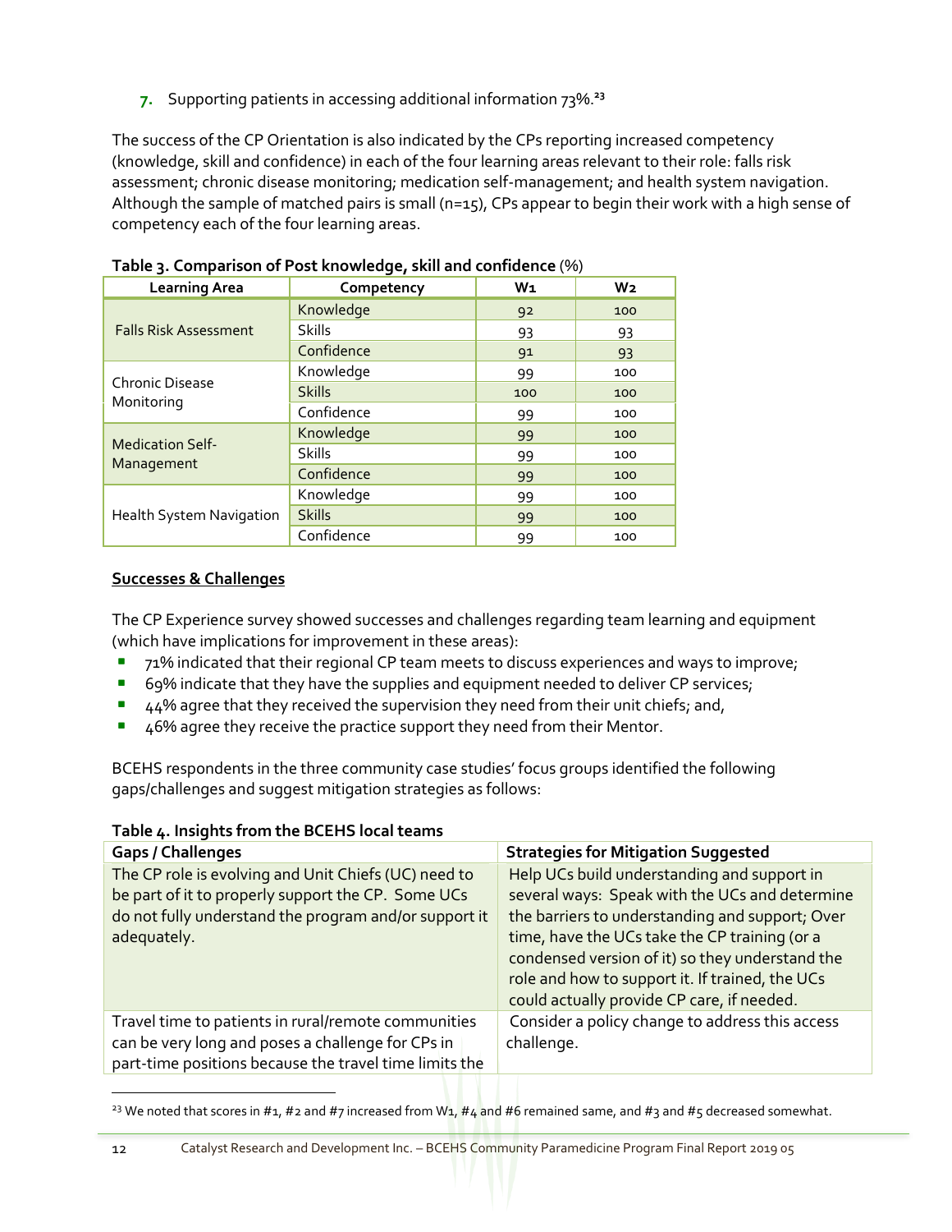7. Supporting patients in accessing additional information 73%.[23]

The success of the CP Orientation is also indicated by the CPs reporting increased competency (knowledge, skill and confidence) in each of the four learning areas relevant to their role: falls risk assessment; chronic disease monitoring; medication self-management; and health system navigation. Although the sample of matched pairs is small (n=15), CPs appear to begin their work with a high sense of competency each of the four learning areas.

**Table 3. Comparison of Post knowledge, skill and confidence** (%)

| Learning Area | Competency | W1 | W2 |
|---|---|---|---|
| Falls Risk Assessment | Knowledge | 92 | 100 |
| | Skills | 93 | 93 |
| | Confidence | 91 | 93 |
| Chronic Disease Monitoring | Knowledge | 99 | 100 |
| | Skills | 100 | 100 |
| | Confidence | 99 | 100 |
| Medication Self-Management | Knowledge | 99 | 100 |
| | Skills | 99 | 100 |
| | Confidence | 99 | 100 |
| Health System Navigation | Knowledge | 99 | 100 |
| | Skills | 99 | 100 |
| | Confidence | 99 | 100 |

**Successes & Challenges**

The CP Experience survey showed successes and challenges regarding team learning and equipment (which have implications for improvement in these areas):

- 71% indicated that their regional CP team meets to discuss experiences and ways to improve;
- 69% indicate that they have the supplies and equipment needed to deliver CP services;
- 44% agree that they received the supervision they need from their unit chiefs; and,
- 46% agree they receive the practice support they need from their Mentor.

BCEHS respondents in the three community case studies' focus groups identified the following gaps/challenges and suggest mitigation strategies as follows:

**Table 4. Insights from the BCEHS local teams**

| Gaps / Challenges | Strategies for Mitigation Suggested |
|---|---|
| The CP role is evolving and Unit Chiefs (UC) need to be part of it to properly support the CP. Some UCs do not fully understand the program and/or support it adequately. | Help UCs build understanding and support in several ways: Speak with the UCs and determine the barriers to understanding and support; Over time, have the UCs take the CP training (or a condensed version of it) so they understand the role and how to support it. If trained, the UCs could actually provide CP care, if needed. |
| Travel time to patients in rural/remote communities can be very long and poses a challenge for CPs in part-time positions because the travel time limits the | Consider a policy change to address this access challenge. |

[23] We noted that scores in #1, #2 and #7 increased from W1, #4 and #6 remained same, and #3 and #5 decreased somewhat.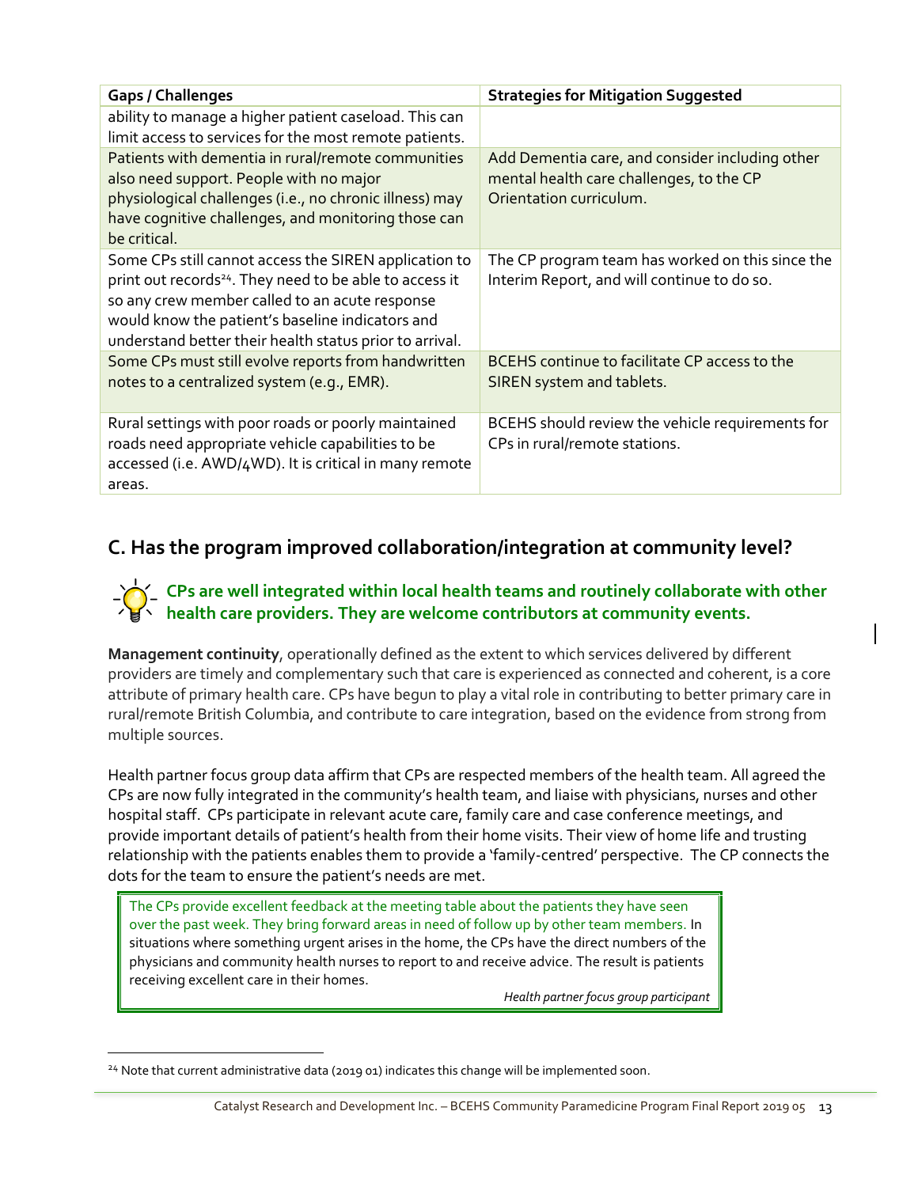| Gaps / Challenges | Strategies for Mitigation Suggested |
|---|---|
| ability to manage a higher patient caseload. This can limit access to services for the most remote patients. | |
| Patients with dementia in rural/remote communities also need support. People with no major physiological challenges (i.e., no chronic illness) may have cognitive challenges, and monitoring those can be critical. | Add Dementia care, and consider including other mental health care challenges, to the CP Orientation curriculum. |
| Some CPs still cannot access the SIREN application to print out records[24]. They need to be able to access it so any crew member called to an acute response would know the patient's baseline indicators and understand better their health status prior to arrival. | The CP program team has worked on this since the Interim Report, and will continue to do so. |
| Some CPs must still evolve reports from handwritten notes to a centralized system (e.g., EMR). | BCEHS continue to facilitate CP access to the SIREN system and tablets. |
| Rural settings with poor roads or poorly maintained roads need appropriate vehicle capabilities to be accessed (i.e. AWD/4WD). It is critical in many remote areas. | BCEHS should review the vehicle requirements for CPs in rural/remote stations. |

## C. Has the program improved collaboration/integration at community level?

**CPs are well integrated within local health teams and routinely collaborate with other health care providers. They are welcome contributors at community events.**

**Management continuity**, operationally defined as the extent to which services delivered by different providers are timely and complementary such that care is experienced as connected and coherent, is a core attribute of primary health care. CPs have begun to play a vital role in contributing to better primary care in rural/remote British Columbia, and contribute to care integration, based on the evidence from strong from multiple sources.

Health partner focus group data affirm that CPs are respected members of the health team. All agreed the CPs are now fully integrated in the community's health team, and liaise with physicians, nurses and other hospital staff. CPs participate in relevant acute care, family care and case conference meetings, and provide important details of patient's health from their home visits. Their view of home life and trusting relationship with the patients enables them to provide a 'family-centred' perspective. The CP connects the dots for the team to ensure the patient's needs are met.

> The CPs provide excellent feedback at the meeting table about the patients they have seen over the past week. They bring forward areas in need of follow up by other team members. In situations where something urgent arises in the home, the CPs have the direct numbers of the physicians and community health nurses to report to and receive advice. The result is patients receiving excellent care in their homes.
>
> *Health partner focus group participant*

[24] Note that current administrative data (2019 01) indicates this change will be implemented soon.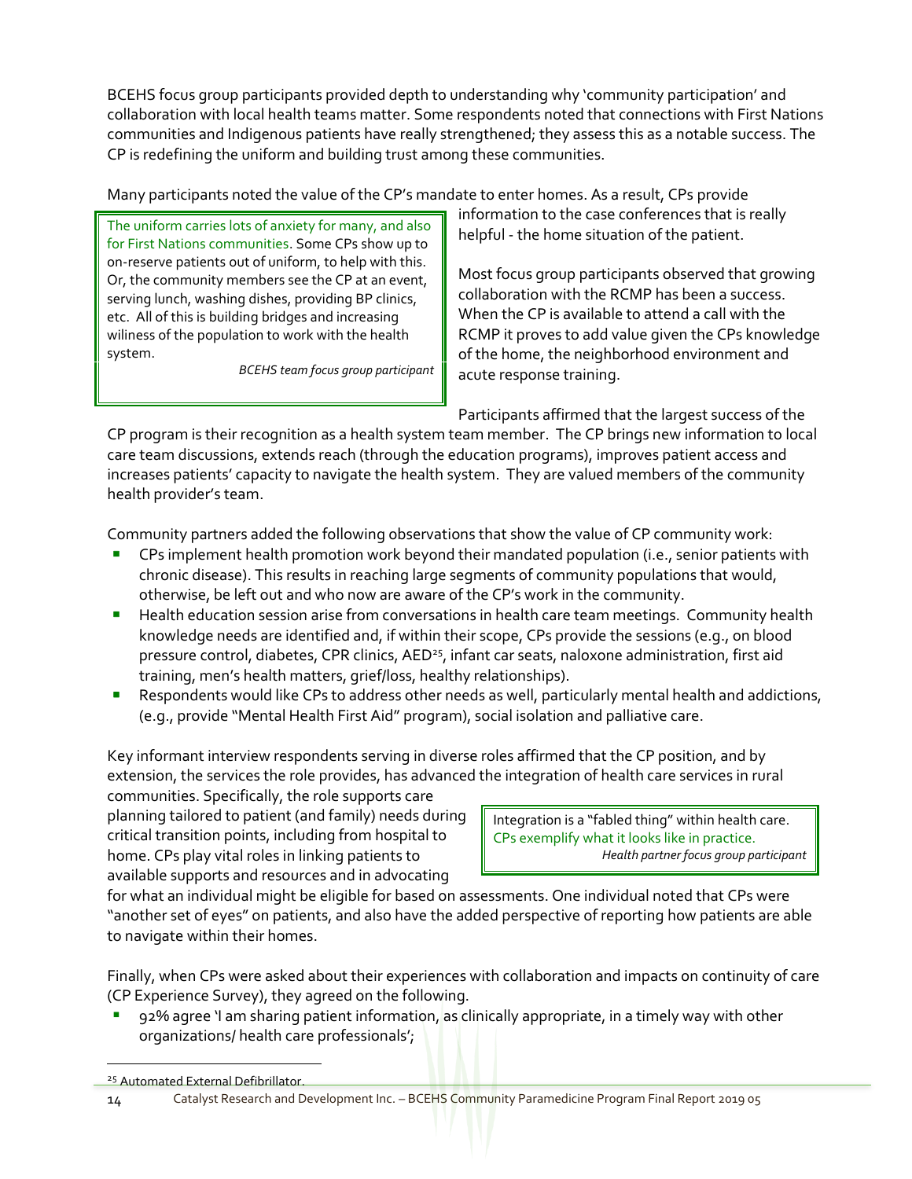BCEHS focus group participants provided depth to understanding why 'community participation' and collaboration with local health teams matter. Some respondents noted that connections with First Nations communities and Indigenous patients have really strengthened; they assess this as a notable success. The CP is redefining the uniform and building trust among these communities.

Many participants noted the value of the CP's mandate to enter homes. As a result, CPs provide information to the case conferences that is really helpful - the home situation of the patient.

> The uniform carries lots of anxiety for many, and also for First Nations communities. Some CPs show up to on-reserve patients out of uniform, to help with this. Or, the community members see the CP at an event, serving lunch, washing dishes, providing BP clinics, etc. All of this is building bridges and increasing wiliness of the population to work with the health system.
>
> *BCEHS team focus group participant*

Most focus group participants observed that growing collaboration with the RCMP has been a success. When the CP is available to attend a call with the RCMP it proves to add value given the CPs knowledge of the home, the neighborhood environment and acute response training.

Participants affirmed that the largest success of the CP program is their recognition as a health system team member. The CP brings new information to local care team discussions, extends reach (through the education programs), improves patient access and increases patients' capacity to navigate the health system. They are valued members of the community health provider's team.

Community partners added the following observations that show the value of CP community work:

- CPs implement health promotion work beyond their mandated population (i.e., senior patients with chronic disease). This results in reaching large segments of community populations that would, otherwise, be left out and who now are aware of the CP's work in the community.
- Health education session arise from conversations in health care team meetings. Community health knowledge needs are identified and, if within their scope, CPs provide the sessions (e.g., on blood pressure control, diabetes, CPR clinics, AED[25], infant car seats, naloxone administration, first aid training, men's health matters, grief/loss, healthy relationships).
- Respondents would like CPs to address other needs as well, particularly mental health and addictions, (e.g., provide "Mental Health First Aid" program), social isolation and palliative care.

Key informant interview respondents serving in diverse roles affirmed that the CP position, and by extension, the services the role provides, has advanced the integration of health care services in rural communities. Specifically, the role supports care planning tailored to patient (and family) needs during critical transition points, including from hospital to home. CPs play vital roles in linking patients to available supports and resources and in advocating for what an individual might be eligible for based on assessments. One individual noted that CPs were "another set of eyes" on patients, and also have the added perspective of reporting how patients are able to navigate within their homes.

> Integration is a "fabled thing" within health care. CPs exemplify what it looks like in practice.
>
> *Health partner focus group participant*

Finally, when CPs were asked about their experiences with collaboration and impacts on continuity of care (CP Experience Survey), they agreed on the following.

- 92% agree 'I am sharing patient information, as clinically appropriate, in a timely way with other organizations/ health care professionals';

[25] Automated External Defibrillator.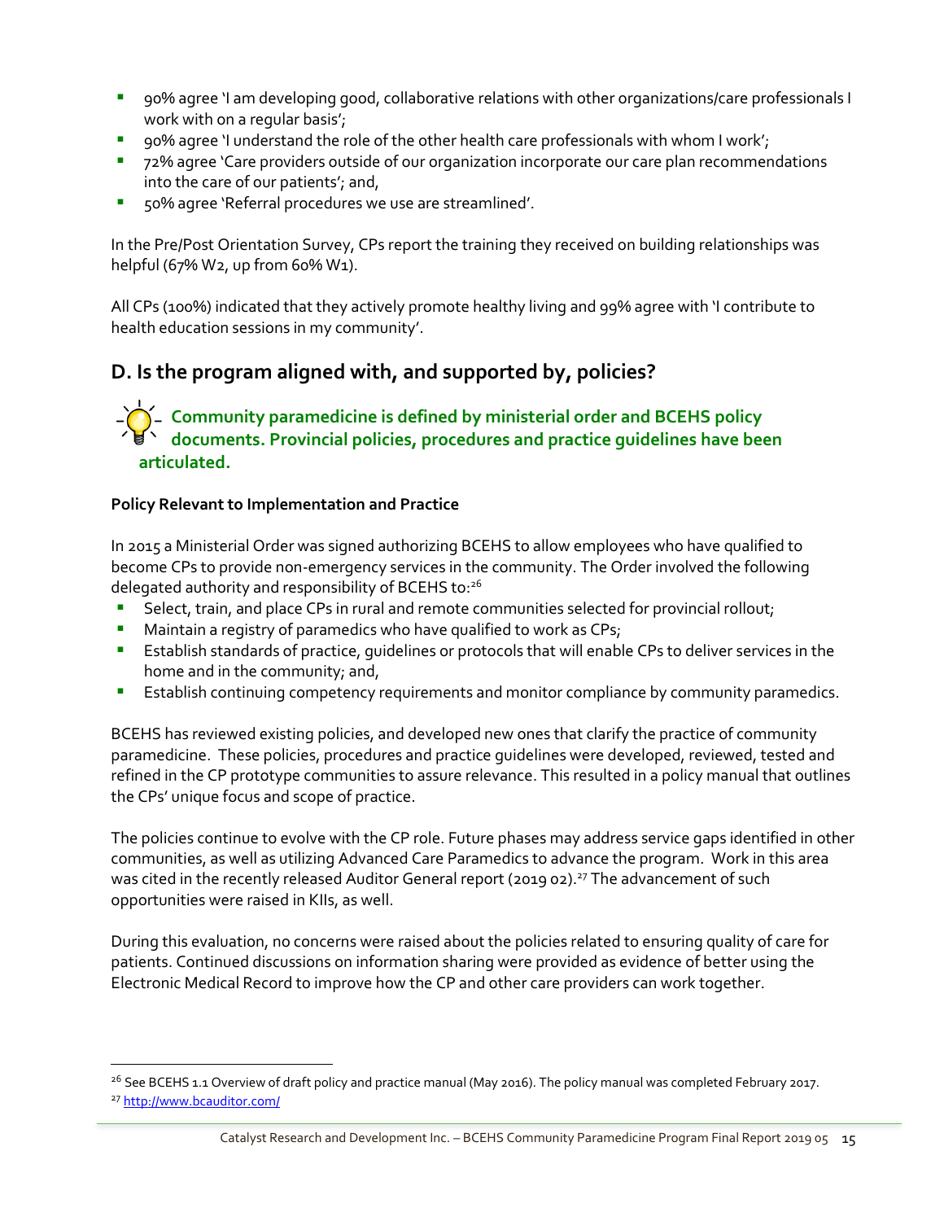- 90% agree 'I am developing good, collaborative relations with other organizations/care professionals I work with on a regular basis';
- 90% agree 'I understand the role of the other health care professionals with whom I work';
- 72% agree 'Care providers outside of our organization incorporate our care plan recommendations into the care of our patients'; and,
- 50% agree 'Referral procedures we use are streamlined'.

In the Pre/Post Orientation Survey, CPs report the training they received on building relationships was helpful (67% W2, up from 60% W1).

All CPs (100%) indicated that they actively promote healthy living and 99% agree with 'I contribute to health education sessions in my community'.

## D. Is the program aligned with, and supported by, policies?

**Community paramedicine is defined by ministerial order and BCEHS policy documents. Provincial policies, procedures and practice guidelines have been articulated.**

**Policy Relevant to Implementation and Practice**

In 2015 a Ministerial Order was signed authorizing BCEHS to allow employees who have qualified to become CPs to provide non-emergency services in the community. The Order involved the following delegated authority and responsibility of BCEHS to:[26]

- Select, train, and place CPs in rural and remote communities selected for provincial rollout;
- Maintain a registry of paramedics who have qualified to work as CPs;
- Establish standards of practice, guidelines or protocols that will enable CPs to deliver services in the home and in the community; and,
- Establish continuing competency requirements and monitor compliance by community paramedics.

BCEHS has reviewed existing policies, and developed new ones that clarify the practice of community paramedicine. These policies, procedures and practice guidelines were developed, reviewed, tested and refined in the CP prototype communities to assure relevance. This resulted in a policy manual that outlines the CPs' unique focus and scope of practice.

The policies continue to evolve with the CP role. Future phases may address service gaps identified in other communities, as well as utilizing Advanced Care Paramedics to advance the program. Work in this area was cited in the recently released Auditor General report (2019 02).[27] The advancement of such opportunities were raised in KIIs, as well.

During this evaluation, no concerns were raised about the policies related to ensuring quality of care for patients. Continued discussions on information sharing were provided as evidence of better using the Electronic Medical Record to improve how the CP and other care providers can work together.

[26] See BCEHS 1.1 Overview of draft policy and practice manual (May 2016). The policy manual was completed February 2017.

[27] http://www.bcauditor.com/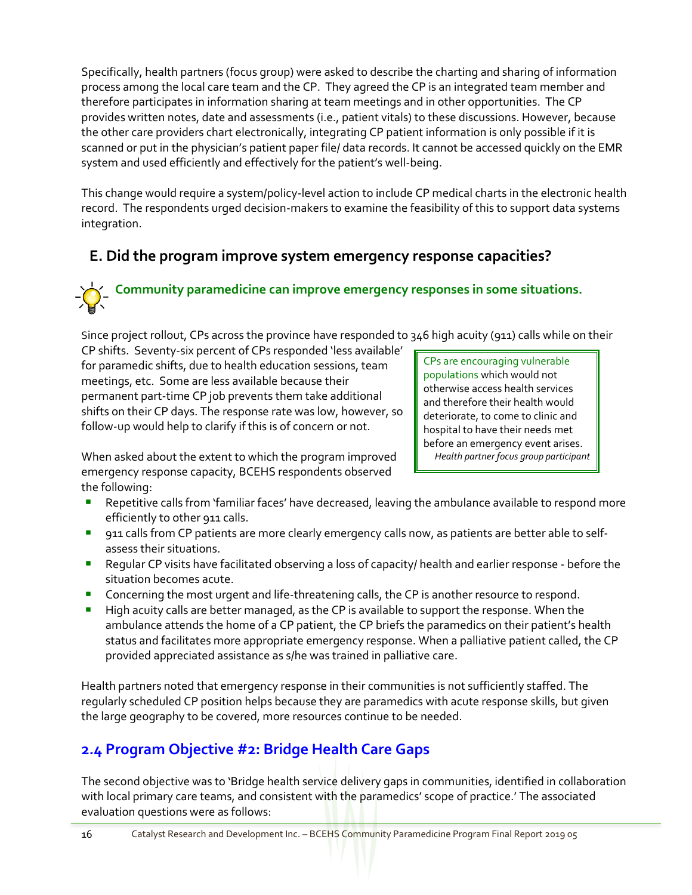Specifically, health partners (focus group) were asked to describe the charting and sharing of information process among the local care team and the CP. They agreed the CP is an integrated team member and therefore participates in information sharing at team meetings and in other opportunities. The CP provides written notes, date and assessments (i.e., patient vitals) to these discussions. However, because the other care providers chart electronically, integrating CP patient information is only possible if it is scanned or put in the physician's patient paper file/ data records. It cannot be accessed quickly on the EMR system and used efficiently and effectively for the patient's well-being.

This change would require a system/policy-level action to include CP medical charts in the electronic health record. The respondents urged decision-makers to examine the feasibility of this to support data systems integration.

### E. Did the program improve system emergency response capacities?

**Community paramedicine can improve emergency responses in some situations.**

Since project rollout, CPs across the province have responded to 346 high acuity (911) calls while on their CP shifts. Seventy-six percent of CPs responded 'less available' for paramedic shifts, due to health education sessions, team meetings, etc. Some are less available because their permanent part-time CP job prevents them take additional shifts on their CP days. The response rate was low, however, so follow-up would help to clarify if this is of concern or not.

> CPs are encouraging vulnerable populations which would not otherwise access health services and therefore their health would deteriorate, to come to clinic and hospital to have their needs met before an emergency event arises.
> *Health partner focus group participant*

When asked about the extent to which the program improved emergency response capacity, BCEHS respondents observed the following:

- Repetitive calls from 'familiar faces' have decreased, leaving the ambulance available to respond more efficiently to other 911 calls.
- 911 calls from CP patients are more clearly emergency calls now, as patients are better able to self-assess their situations.
- Regular CP visits have facilitated observing a loss of capacity/ health and earlier response - before the situation becomes acute.
- Concerning the most urgent and life-threatening calls, the CP is another resource to respond.
- High acuity calls are better managed, as the CP is available to support the response. When the ambulance attends the home of a CP patient, the CP briefs the paramedics on their patient's health status and facilitates more appropriate emergency response. When a palliative patient called, the CP provided appreciated assistance as s/he was trained in palliative care.

Health partners noted that emergency response in their communities is not sufficiently staffed. The regularly scheduled CP position helps because they are paramedics with acute response skills, but given the large geography to be covered, more resources continue to be needed.

## 2.4 Program Objective #2: Bridge Health Care Gaps

The second objective was to 'Bridge health service delivery gaps in communities, identified in collaboration with local primary care teams, and consistent with the paramedics' scope of practice.' The associated evaluation questions were as follows: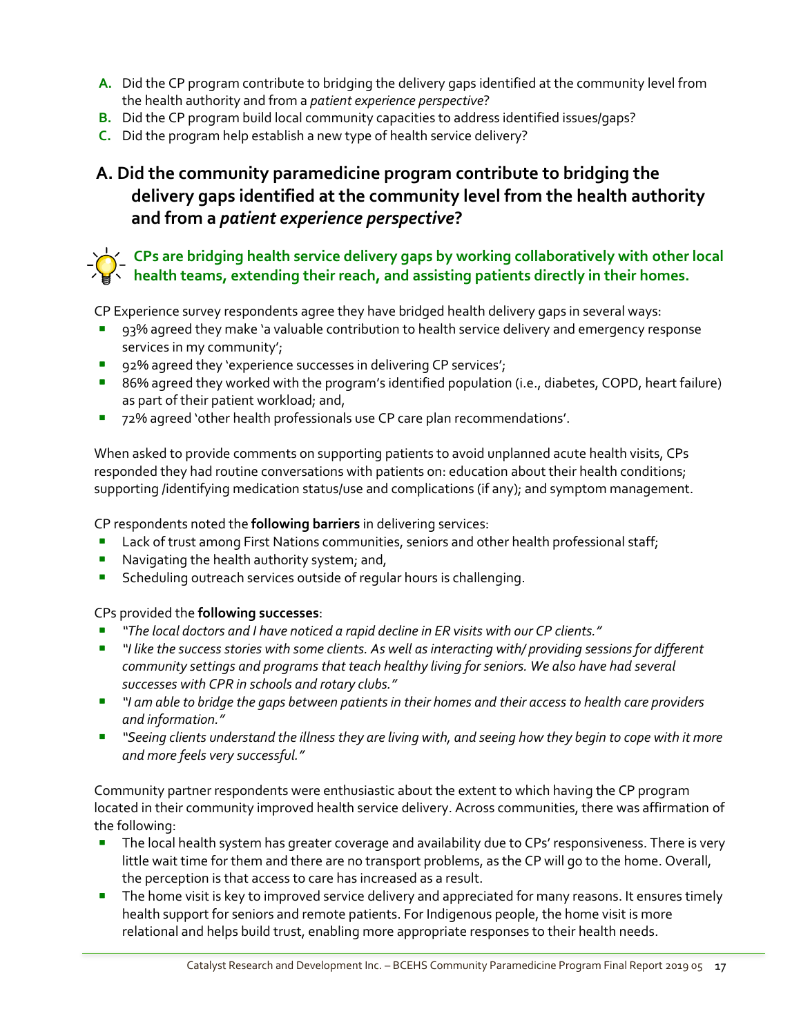**A.** Did the CP program contribute to bridging the delivery gaps identified at the community level from the health authority and from a *patient experience perspective*?

**B.** Did the CP program build local community capacities to address identified issues/gaps?

**C.** Did the program help establish a new type of health service delivery?

## A. Did the community paramedicine program contribute to bridging the delivery gaps identified at the community level from the health authority and from a *patient experience perspective*?

**CPs are bridging health service delivery gaps by working collaboratively with other local health teams, extending their reach, and assisting patients directly in their homes.**

CP Experience survey respondents agree they have bridged health delivery gaps in several ways:

- 93% agreed they make 'a valuable contribution to health service delivery and emergency response services in my community';
- 92% agreed they 'experience successes in delivering CP services';
- 86% agreed they worked with the program's identified population (i.e., diabetes, COPD, heart failure) as part of their patient workload; and,
- 72% agreed 'other health professionals use CP care plan recommendations'.

When asked to provide comments on supporting patients to avoid unplanned acute health visits, CPs responded they had routine conversations with patients on: education about their health conditions; supporting /identifying medication status/use and complications (if any); and symptom management.

CP respondents noted the **following barriers** in delivering services:

- Lack of trust among First Nations communities, seniors and other health professional staff;
- Navigating the health authority system; and,
- Scheduling outreach services outside of regular hours is challenging.

CPs provided the **following successes**:

- *"The local doctors and I have noticed a rapid decline in ER visits with our CP clients."*
- *"I like the success stories with some clients. As well as interacting with/ providing sessions for different community settings and programs that teach healthy living for seniors. We also have had several successes with CPR in schools and rotary clubs."*
- *"I am able to bridge the gaps between patients in their homes and their access to health care providers and information."*
- *"Seeing clients understand the illness they are living with, and seeing how they begin to cope with it more and more feels very successful."*

Community partner respondents were enthusiastic about the extent to which having the CP program located in their community improved health service delivery. Across communities, there was affirmation of the following:

- The local health system has greater coverage and availability due to CPs' responsiveness. There is very little wait time for them and there are no transport problems, as the CP will go to the home. Overall, the perception is that access to care has increased as a result.
- The home visit is key to improved service delivery and appreciated for many reasons. It ensures timely health support for seniors and remote patients. For Indigenous people, the home visit is more relational and helps build trust, enabling more appropriate responses to their health needs.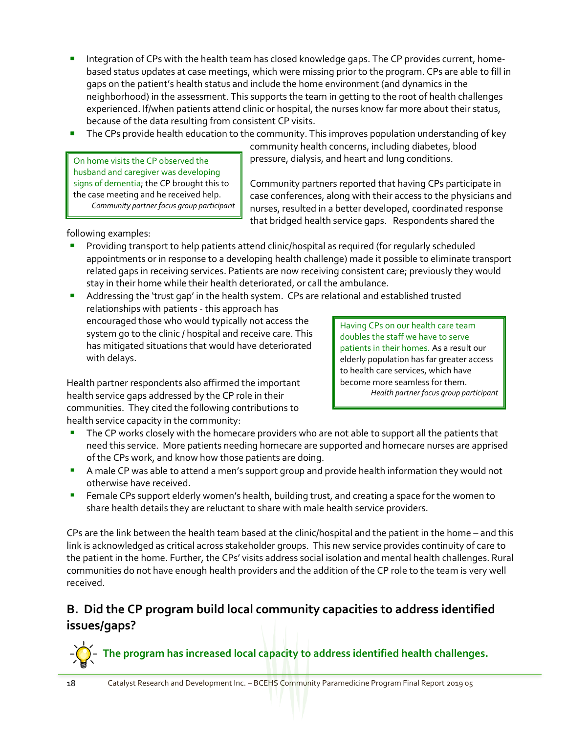- Integration of CPs with the health team has closed knowledge gaps. The CP provides current, home-based status updates at case meetings, which were missing prior to the program. CPs are able to fill in gaps on the patient's health status and include the home environment (and dynamics in the neighborhood) in the assessment. This supports the team in getting to the root of health challenges experienced. If/when patients attend clinic or hospital, the nurses know far more about their status, because of the data resulting from consistent CP visits.
- The CPs provide health education to the community. This improves population understanding of key community health concerns, including diabetes, blood pressure, dialysis, and heart and lung conditions.

> On home visits the CP observed the husband and caregiver was developing signs of dementia; the CP brought this to the case meeting and he received help.
> *Community partner focus group participant*

Community partners reported that having CPs participate in case conferences, along with their access to the physicians and nurses, resulted in a better developed, coordinated response that bridged health service gaps. Respondents shared the following examples:

- Providing transport to help patients attend clinic/hospital as required (for regularly scheduled appointments or in response to a developing health challenge) made it possible to eliminate transport related gaps in receiving services. Patients are now receiving consistent care; previously they would stay in their home while their health deteriorated, or call the ambulance.
- Addressing the 'trust gap' in the health system. CPs are relational and established trusted relationships with patients - this approach has encouraged those who would typically not access the system go to the clinic / hospital and receive care. This has mitigated situations that would have deteriorated with delays.

> Having CPs on our health care team doubles the staff we have to serve patients in their homes. As a result our elderly population has far greater access to health care services, which have become more seamless for them.
> *Health partner focus group participant*

Health partner respondents also affirmed the important health service gaps addressed by the CP role in their communities. They cited the following contributions to health service capacity in the community:

- The CP works closely with the homecare providers who are not able to support all the patients that need this service. More patients needing homecare are supported and homecare nurses are apprised of the CPs work, and know how those patients are doing.
- A male CP was able to attend a men's support group and provide health information they would not otherwise have received.
- Female CPs support elderly women's health, building trust, and creating a space for the women to share health details they are reluctant to share with male health service providers.

CPs are the link between the health team based at the clinic/hospital and the patient in the home – and this link is acknowledged as critical across stakeholder groups. This new service provides continuity of care to the patient in the home. Further, the CPs' visits address social isolation and mental health challenges. Rural communities do not have enough health providers and the addition of the CP role to the team is very well received.

## B. Did the CP program build local community capacities to address identified issues/gaps?

**The program has increased local capacity to address identified health challenges.**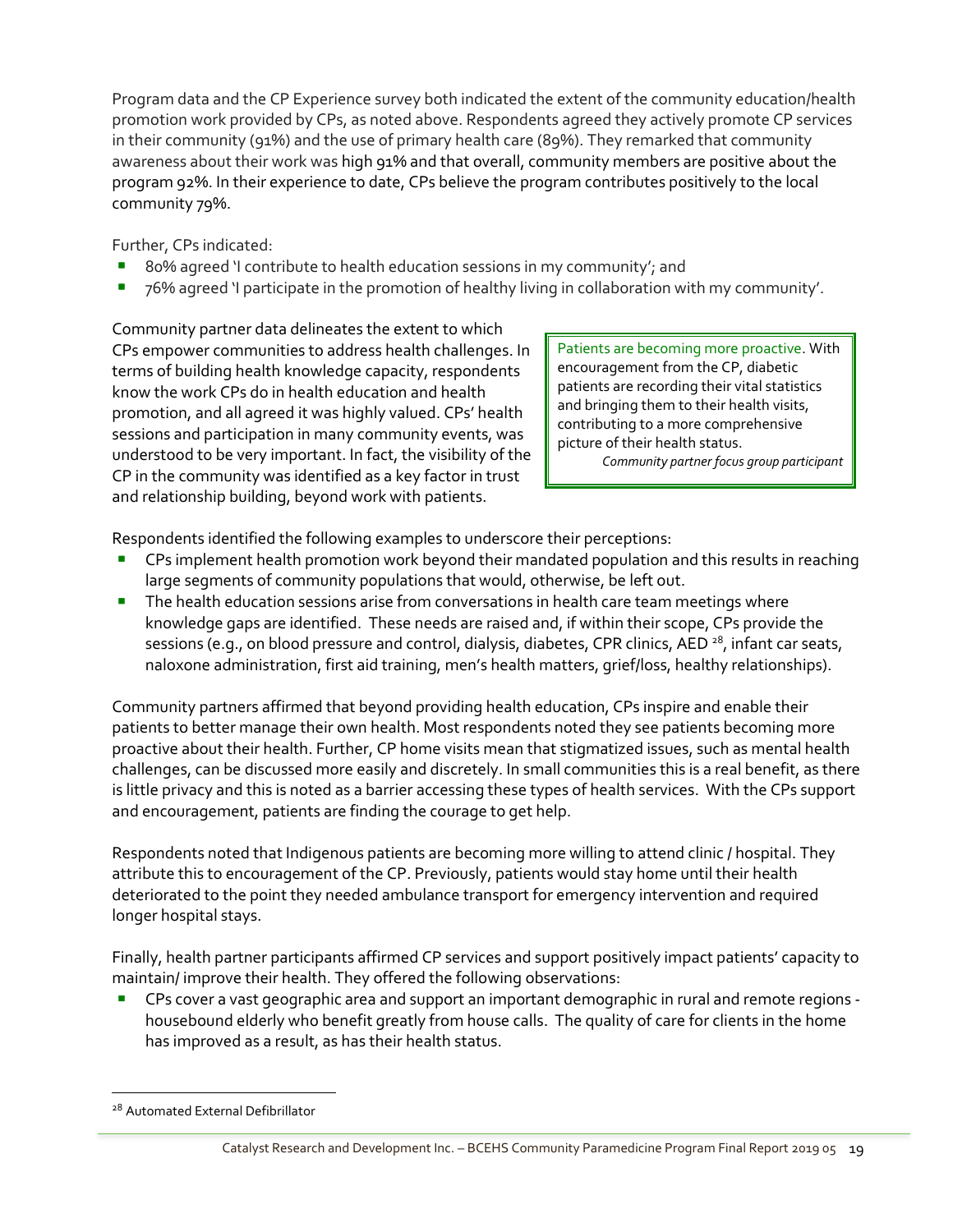Program data and the CP Experience survey both indicated the extent of the community education/health promotion work provided by CPs, as noted above. Respondents agreed they actively promote CP services in their community (91%) and the use of primary health care (89%). They remarked that community awareness about their work was high 91% and that overall, community members are positive about the program 92%. In their experience to date, CPs believe the program contributes positively to the local community 79%.

Further, CPs indicated:

- 80% agreed 'I contribute to health education sessions in my community'; and
- 76% agreed 'I participate in the promotion of healthy living in collaboration with my community'.

Community partner data delineates the extent to which CPs empower communities to address health challenges. In terms of building health knowledge capacity, respondents know the work CPs do in health education and health promotion, and all agreed it was highly valued. CPs' health sessions and participation in many community events, was understood to be very important. In fact, the visibility of the CP in the community was identified as a key factor in trust and relationship building, beyond work with patients.

> Patients are becoming more proactive. With encouragement from the CP, diabetic patients are recording their vital statistics and bringing them to their health visits, contributing to a more comprehensive picture of their health status.
>
> *Community partner focus group participant*

Respondents identified the following examples to underscore their perceptions:

- CPs implement health promotion work beyond their mandated population and this results in reaching large segments of community populations that would, otherwise, be left out.
- The health education sessions arise from conversations in health care team meetings where knowledge gaps are identified. These needs are raised and, if within their scope, CPs provide the sessions (e.g., on blood pressure and control, dialysis, diabetes, CPR clinics, AED [28], infant car seats, naloxone administration, first aid training, men's health matters, grief/loss, healthy relationships).

Community partners affirmed that beyond providing health education, CPs inspire and enable their patients to better manage their own health. Most respondents noted they see patients becoming more proactive about their health. Further, CP home visits mean that stigmatized issues, such as mental health challenges, can be discussed more easily and discretely. In small communities this is a real benefit, as there is little privacy and this is noted as a barrier accessing these types of health services. With the CPs support and encouragement, patients are finding the courage to get help.

Respondents noted that Indigenous patients are becoming more willing to attend clinic / hospital. They attribute this to encouragement of the CP. Previously, patients would stay home until their health deteriorated to the point they needed ambulance transport for emergency intervention and required longer hospital stays.

Finally, health partner participants affirmed CP services and support positively impact patients' capacity to maintain/ improve their health. They offered the following observations:

- CPs cover a vast geographic area and support an important demographic in rural and remote regions - housebound elderly who benefit greatly from house calls. The quality of care for clients in the home has improved as a result, as has their health status.

---

[28] Automated External Defibrillator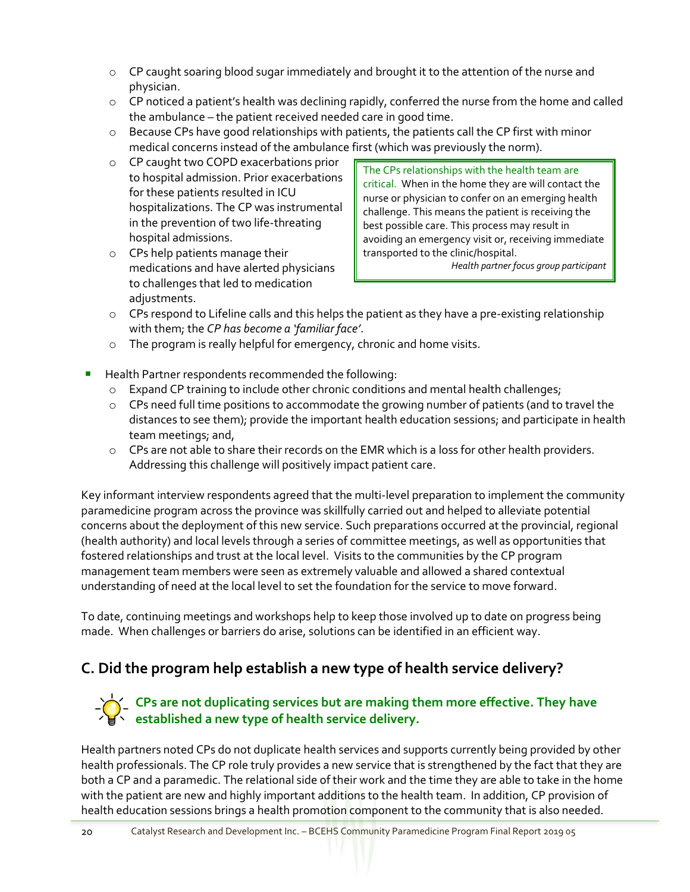- CP caught soaring blood sugar immediately and brought it to the attention of the nurse and physician.
- CP noticed a patient's health was declining rapidly, conferred the nurse from the home and called the ambulance – the patient received needed care in good time.
- Because CPs have good relationships with patients, the patients call the CP first with minor medical concerns instead of the ambulance first (which was previously the norm).
- CP caught two COPD exacerbations prior to hospital admission. Prior exacerbations for these patients resulted in ICU hospitalizations. The CP was instrumental in the prevention of two life-threating hospital admissions.
- CPs help patients manage their medications and have alerted physicians to challenges that led to medication adjustments.
- CPs respond to Lifeline calls and this helps the patient as they have a pre-existing relationship with them; the *CP has become a 'familiar face'*.
- The program is really helpful for emergency, chronic and home visits.

> The CPs relationships with the health team are critical. When in the home they are will contact the nurse or physician to confer on an emerging health challenge. This means the patient is receiving the best possible care. This process may result in avoiding an emergency visit or, receiving immediate transported to the clinic/hospital.
>
> *Health partner focus group participant*

- Health Partner respondents recommended the following:
  - Expand CP training to include other chronic conditions and mental health challenges;
  - CPs need full time positions to accommodate the growing number of patients (and to travel the distances to see them); provide the important health education sessions; and participate in health team meetings; and,
  - CPs are not able to share their records on the EMR which is a loss for other health providers. Addressing this challenge will positively impact patient care.

Key informant interview respondents agreed that the multi-level preparation to implement the community paramedicine program across the province was skillfully carried out and helped to alleviate potential concerns about the deployment of this new service. Such preparations occurred at the provincial, regional (health authority) and local levels through a series of committee meetings, as well as opportunities that fostered relationships and trust at the local level. Visits to the communities by the CP program management team members were seen as extremely valuable and allowed a shared contextual understanding of need at the local level to set the foundation for the service to move forward.

To date, continuing meetings and workshops help to keep those involved up to date on progress being made. When challenges or barriers do arise, solutions can be identified in an efficient way.

## C. Did the program help establish a new type of health service delivery?

**CPs are not duplicating services but are making them more effective. They have established a new type of health service delivery.**

Health partners noted CPs do not duplicate health services and supports currently being provided by other health professionals. The CP role truly provides a new service that is strengthened by the fact that they are both a CP and a paramedic. The relational side of their work and the time they are able to take in the home with the patient are new and highly important additions to the health team. In addition, CP provision of health education sessions brings a health promotion component to the community that is also needed.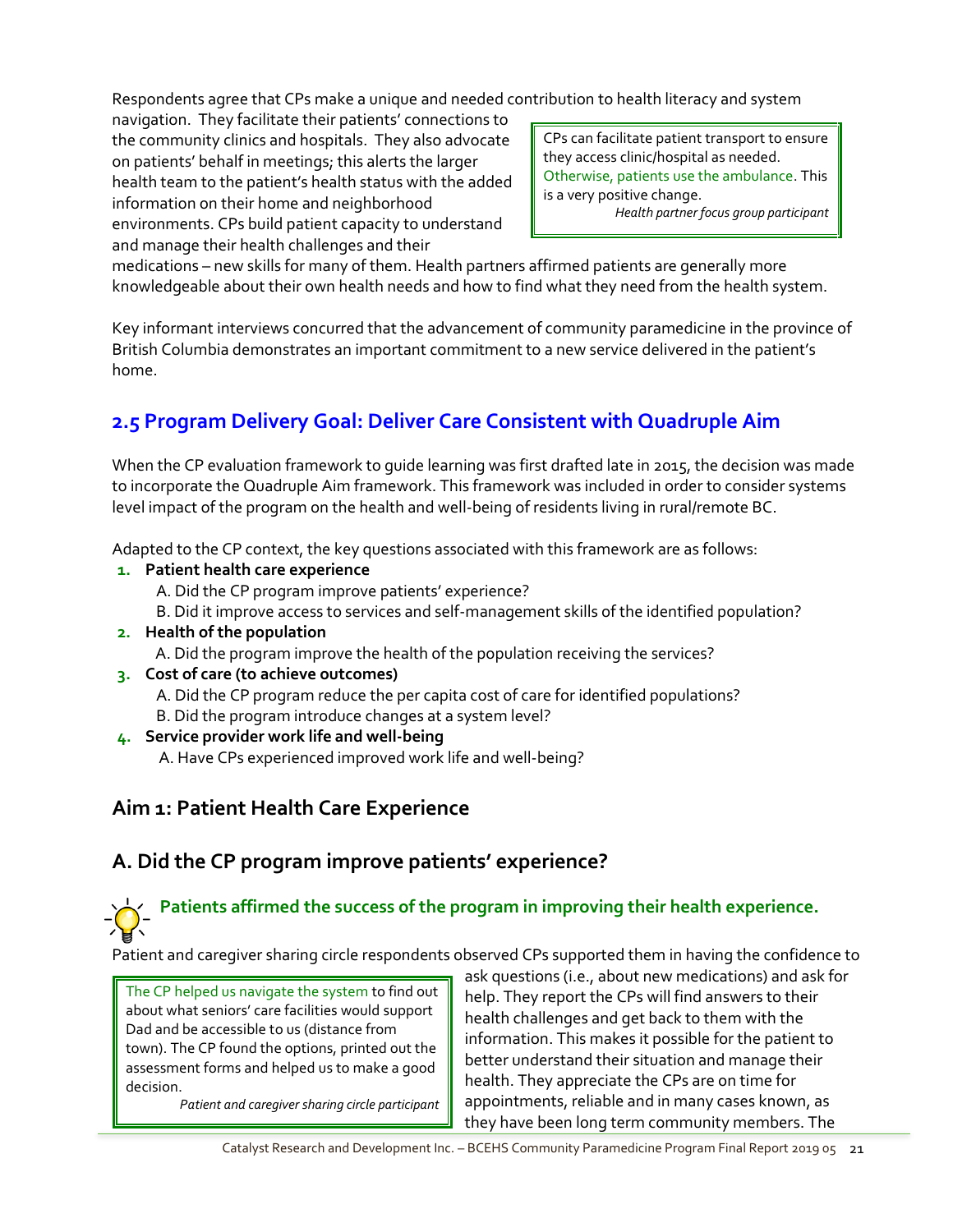Respondents agree that CPs make a unique and needed contribution to health literacy and system navigation. They facilitate their patients' connections to the community clinics and hospitals. They also advocate on patients' behalf in meetings; this alerts the larger health team to the patient's health status with the added information on their home and neighborhood environments. CPs build patient capacity to understand and manage their health challenges and their medications – new skills for many of them. Health partners affirmed patients are generally more knowledgeable about their own health needs and how to find what they need from the health system.

> CPs can facilitate patient transport to ensure they access clinic/hospital as needed. Otherwise, patients use the ambulance. This is a very positive change.
>
> *Health partner focus group participant*

Key informant interviews concurred that the advancement of community paramedicine in the province of British Columbia demonstrates an important commitment to a new service delivered in the patient's home.

## 2.5 Program Delivery Goal: Deliver Care Consistent with Quadruple Aim

When the CP evaluation framework to guide learning was first drafted late in 2015, the decision was made to incorporate the Quadruple Aim framework. This framework was included in order to consider systems level impact of the program on the health and well-being of residents living in rural/remote BC.

Adapted to the CP context, the key questions associated with this framework are as follows:

1. **Patient health care experience**
   - A. Did the CP program improve patients' experience?
   - B. Did it improve access to services and self-management skills of the identified population?
2. **Health of the population**
   - A. Did the program improve the health of the population receiving the services?
3. **Cost of care (to achieve outcomes)**
   - A. Did the CP program reduce the per capita cost of care for identified populations?
   - B. Did the program introduce changes at a system level?
4. **Service provider work life and well-being**
   - A. Have CPs experienced improved work life and well-being?

### Aim 1: Patient Health Care Experience

### A. Did the CP program improve patients' experience?

**Patients affirmed the success of the program in improving their health experience.**

Patient and caregiver sharing circle respondents observed CPs supported them in having the confidence to ask questions (i.e., about new medications) and ask for help. They report the CPs will find answers to their health challenges and get back to them with the information. This makes it possible for the patient to better understand their situation and manage their health. They appreciate the CPs are on time for appointments, reliable and in many cases known, as they have been long term community members. The

> The CP helped us navigate the system to find out about what seniors' care facilities would support Dad and be accessible to us (distance from town). The CP found the options, printed out the assessment forms and helped us to make a good decision.
>
> *Patient and caregiver sharing circle participant*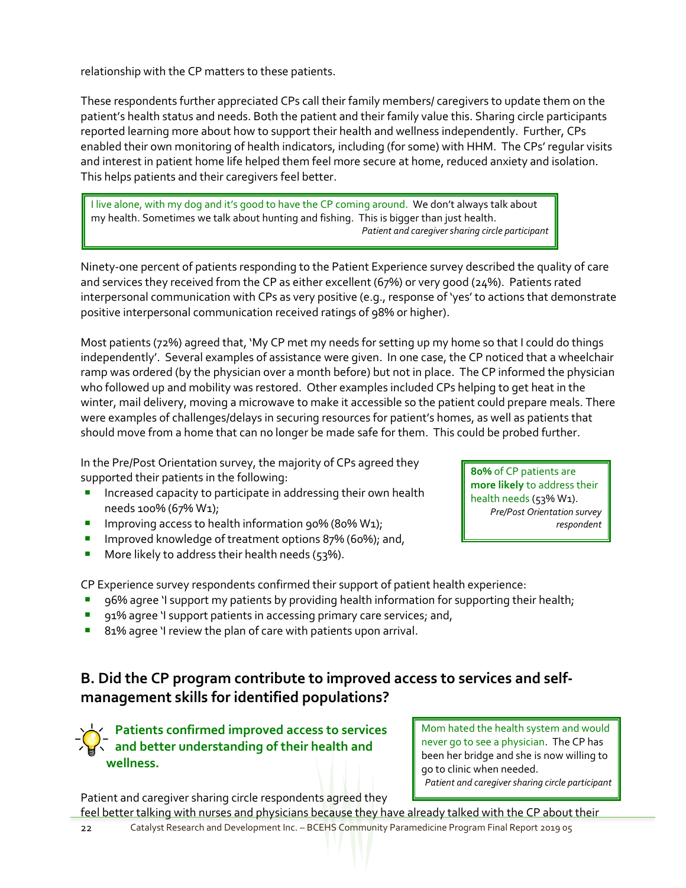relationship with the CP matters to these patients.

These respondents further appreciated CPs call their family members/ caregivers to update them on the patient's health status and needs. Both the patient and their family value this. Sharing circle participants reported learning more about how to support their health and wellness independently. Further, CPs enabled their own monitoring of health indicators, including (for some) with HHM. The CPs' regular visits and interest in patient home life helped them feel more secure at home, reduced anxiety and isolation. This helps patients and their caregivers feel better.

> I live alone, with my dog and it's good to have the CP coming around. We don't always talk about my health. Sometimes we talk about hunting and fishing. This is bigger than just health.
> *Patient and caregiver sharing circle participant*

Ninety-one percent of patients responding to the Patient Experience survey described the quality of care and services they received from the CP as either excellent (67%) or very good (24%). Patients rated interpersonal communication with CPs as very positive (e.g., response of 'yes' to actions that demonstrate positive interpersonal communication received ratings of 98% or higher).

Most patients (72%) agreed that, 'My CP met my needs for setting up my home so that I could do things independently'. Several examples of assistance were given. In one case, the CP noticed that a wheelchair ramp was ordered (by the physician over a month before) but not in place. The CP informed the physician who followed up and mobility was restored. Other examples included CPs helping to get heat in the winter, mail delivery, moving a microwave to make it accessible so the patient could prepare meals. There were examples of challenges/delays in securing resources for patient's homes, as well as patients that should move from a home that can no longer be made safe for them. This could be probed further.

In the Pre/Post Orientation survey, the majority of CPs agreed they supported their patients in the following:

- Increased capacity to participate in addressing their own health needs 100% (67% W1);
- Improving access to health information 90% (80% W1);
- Improved knowledge of treatment options 87% (60%); and,
- More likely to address their health needs (53%).

> **80%** of CP patients are **more likely** to address their health needs (53% W1).
> *Pre/Post Orientation survey respondent*

CP Experience survey respondents confirmed their support of patient health experience:

- 96% agree 'I support my patients by providing health information for supporting their health;
- 91% agree 'I support patients in accessing primary care services; and,
- 81% agree 'I review the plan of care with patients upon arrival.

## B. Did the CP program contribute to improved access to services and self-management skills for identified populations?

**Patients confirmed improved access to services and better understanding of their health and wellness.**

> Mom hated the health system and would never go to see a physician. The CP has been her bridge and she is now willing to go to clinic when needed.
> *Patient and caregiver sharing circle participant*

Patient and caregiver sharing circle respondents agreed they feel better talking with nurses and physicians because they have already talked with the CP about their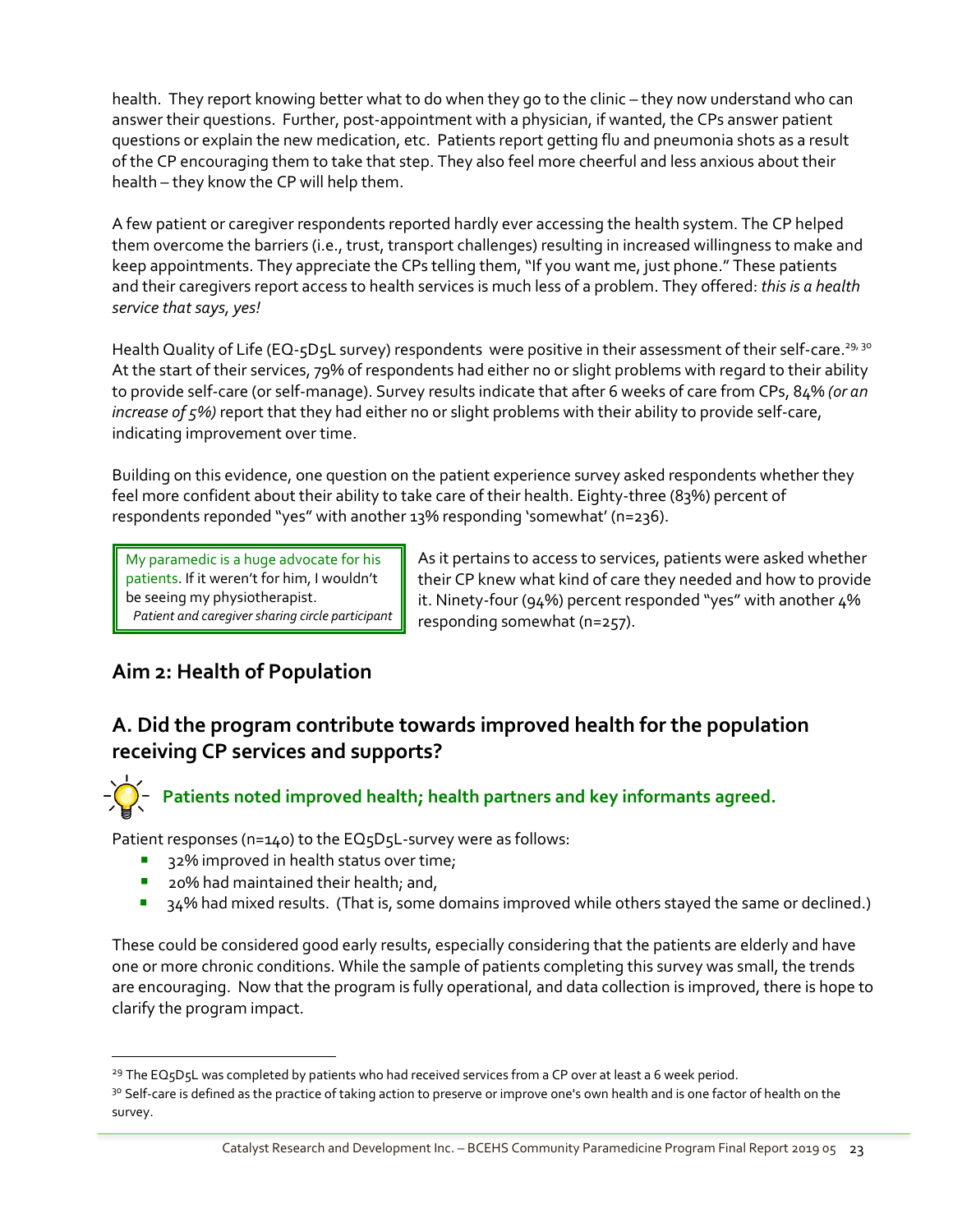health. They report knowing better what to do when they go to the clinic – they now understand who can answer their questions. Further, post-appointment with a physician, if wanted, the CPs answer patient questions or explain the new medication, etc. Patients report getting flu and pneumonia shots as a result of the CP encouraging them to take that step. They also feel more cheerful and less anxious about their health – they know the CP will help them.

A few patient or caregiver respondents reported hardly ever accessing the health system. The CP helped them overcome the barriers (i.e., trust, transport challenges) resulting in increased willingness to make and keep appointments. They appreciate the CPs telling them, "If you want me, just phone." These patients and their caregivers report access to health services is much less of a problem. They offered: *this is a health service that says, yes!*

Health Quality of Life (EQ-5D5L survey) respondents were positive in their assessment of their self-care.[29, 30] At the start of their services, 79% of respondents had either no or slight problems with regard to their ability to provide self-care (or self-manage). Survey results indicate that after 6 weeks of care from CPs, 84% *(or an increase of 5%)* report that they had either no or slight problems with their ability to provide self-care, indicating improvement over time.

Building on this evidence, one question on the patient experience survey asked respondents whether they feel more confident about their ability to take care of their health. Eighty-three (83%) percent of respondents reponded "yes" with another 13% responding 'somewhat' (n=236).

> My paramedic is a huge advocate for his patients. If it weren't for him, I wouldn't be seeing my physiotherapist.
> *Patient and caregiver sharing circle participant*

As it pertains to access to services, patients were asked whether their CP knew what kind of care they needed and how to provide it. Ninety-four (94%) percent responded "yes" with another 4% responding somewhat (n=257).

## Aim 2: Health of Population

### A. Did the program contribute towards improved health for the population receiving CP services and supports?

**Patients noted improved health; health partners and key informants agreed.**

Patient responses (n=140) to the EQ5D5L-survey were as follows:

- 32% improved in health status over time;
- 20% had maintained their health; and,
- 34% had mixed results. (That is, some domains improved while others stayed the same or declined.)

These could be considered good early results, especially considering that the patients are elderly and have one or more chronic conditions. While the sample of patients completing this survey was small, the trends are encouraging. Now that the program is fully operational, and data collection is improved, there is hope to clarify the program impact.

---

[29] The EQ5D5L was completed by patients who had received services from a CP over at least a 6 week period.

[30] Self-care is defined as the practice of taking action to preserve or improve one's own health and is one factor of health on the survey.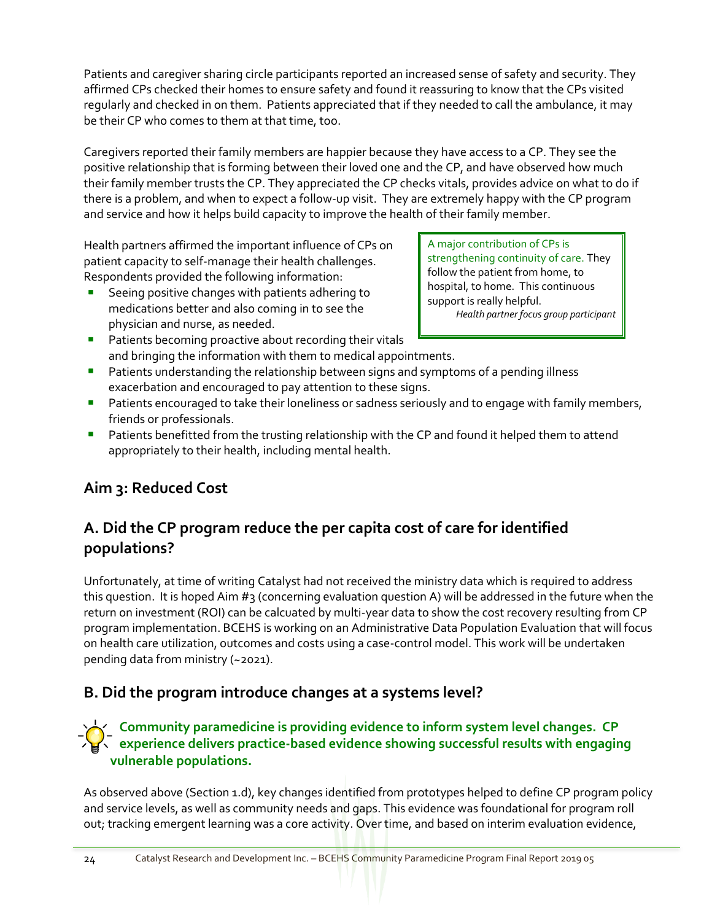Patients and caregiver sharing circle participants reported an increased sense of safety and security. They affirmed CPs checked their homes to ensure safety and found it reassuring to know that the CPs visited regularly and checked in on them. Patients appreciated that if they needed to call the ambulance, it may be their CP who comes to them at that time, too.

Caregivers reported their family members are happier because they have access to a CP. They see the positive relationship that is forming between their loved one and the CP, and have observed how much their family member trusts the CP. They appreciated the CP checks vitals, provides advice on what to do if there is a problem, and when to expect a follow-up visit. They are extremely happy with the CP program and service and how it helps build capacity to improve the health of their family member.

> A major contribution of CPs is strengthening continuity of care. They follow the patient from home, to hospital, to home. This continuous support is really helpful.
> *Health partner focus group participant*

Health partners affirmed the important influence of CPs on patient capacity to self-manage their health challenges. Respondents provided the following information:

- Seeing positive changes with patients adhering to medications better and also coming in to see the physician and nurse, as needed.
- Patients becoming proactive about recording their vitals and bringing the information with them to medical appointments.
- Patients understanding the relationship between signs and symptoms of a pending illness exacerbation and encouraged to pay attention to these signs.
- Patients encouraged to take their loneliness or sadness seriously and to engage with family members, friends or professionals.
- Patients benefitted from the trusting relationship with the CP and found it helped them to attend appropriately to their health, including mental health.

## Aim 3: Reduced Cost

## A. Did the CP program reduce the per capita cost of care for identified populations?

Unfortunately, at time of writing Catalyst had not received the ministry data which is required to address this question. It is hoped Aim #3 (concerning evaluation question A) will be addressed in the future when the return on investment (ROI) can be calcuated by multi-year data to show the cost recovery resulting from CP program implementation. BCEHS is working on an Administrative Data Population Evaluation that will focus on health care utilization, outcomes and costs using a case-control model. This work will be undertaken pending data from ministry (~2021).

## B. Did the program introduce changes at a systems level?

**Community paramedicine is providing evidence to inform system level changes. CP experience delivers practice-based evidence showing successful results with engaging vulnerable populations.**

As observed above (Section 1.d), key changes identified from prototypes helped to define CP program policy and service levels, as well as community needs and gaps. This evidence was foundational for program roll out; tracking emergent learning was a core activity. Over time, and based on interim evaluation evidence,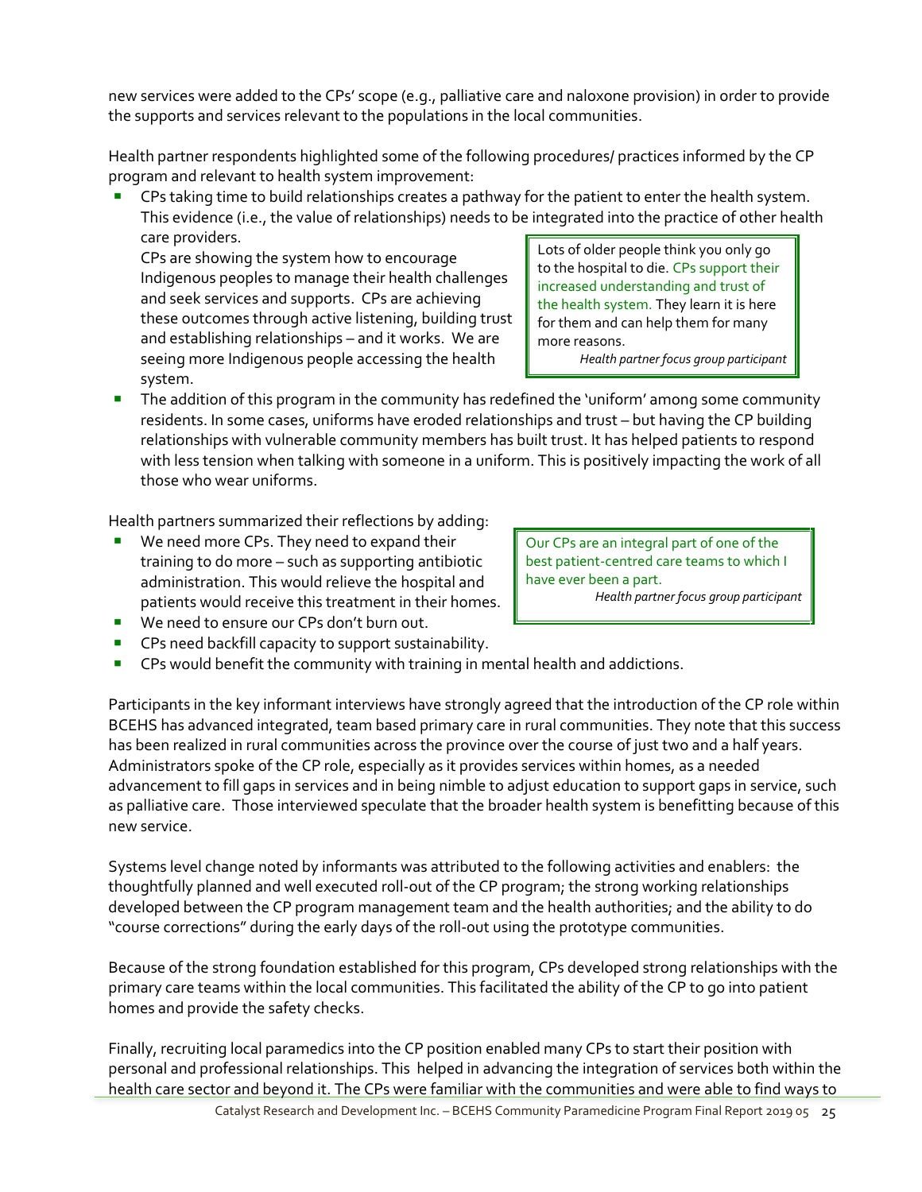new services were added to the CPs' scope (e.g., palliative care and naloxone provision) in order to provide the supports and services relevant to the populations in the local communities.

Health partner respondents highlighted some of the following procedures/ practices informed by the CP program and relevant to health system improvement:

- CPs taking time to build relationships creates a pathway for the patient to enter the health system. This evidence (i.e., the value of relationships) needs to be integrated into the practice of other health care providers.

  CPs are showing the system how to encourage Indigenous peoples to manage their health challenges and seek services and supports. CPs are achieving these outcomes through active listening, building trust and establishing relationships – and it works. We are seeing more Indigenous people accessing the health system.

> Lots of older people think you only go to the hospital to die. CPs support their increased understanding and trust of the health system. They learn it is here for them and can help them for many more reasons.
>
> *Health partner focus group participant*

- The addition of this program in the community has redefined the 'uniform' among some community residents. In some cases, uniforms have eroded relationships and trust – but having the CP building relationships with vulnerable community members has built trust. It has helped patients to respond with less tension when talking with someone in a uniform. This is positively impacting the work of all those who wear uniforms.

Health partners summarized their reflections by adding:

- We need more CPs. They need to expand their training to do more – such as supporting antibiotic administration. This would relieve the hospital and patients would receive this treatment in their homes.
- We need to ensure our CPs don't burn out.
- CPs need backfill capacity to support sustainability.
- CPs would benefit the community with training in mental health and addictions.

> Our CPs are an integral part of one of the best patient-centred care teams to which I have ever been a part.
>
> *Health partner focus group participant*

Participants in the key informant interviews have strongly agreed that the introduction of the CP role within BCEHS has advanced integrated, team based primary care in rural communities. They note that this success has been realized in rural communities across the province over the course of just two and a half years. Administrators spoke of the CP role, especially as it provides services within homes, as a needed advancement to fill gaps in services and in being nimble to adjust education to support gaps in service, such as palliative care. Those interviewed speculate that the broader health system is benefitting because of this new service.

Systems level change noted by informants was attributed to the following activities and enablers: the thoughtfully planned and well executed roll-out of the CP program; the strong working relationships developed between the CP program management team and the health authorities; and the ability to do "course corrections" during the early days of the roll-out using the prototype communities.

Because of the strong foundation established for this program, CPs developed strong relationships with the primary care teams within the local communities. This facilitated the ability of the CP to go into patient homes and provide the safety checks.

Finally, recruiting local paramedics into the CP position enabled many CPs to start their position with personal and professional relationships. This helped in advancing the integration of services both within the health care sector and beyond it. The CPs were familiar with the communities and were able to find ways to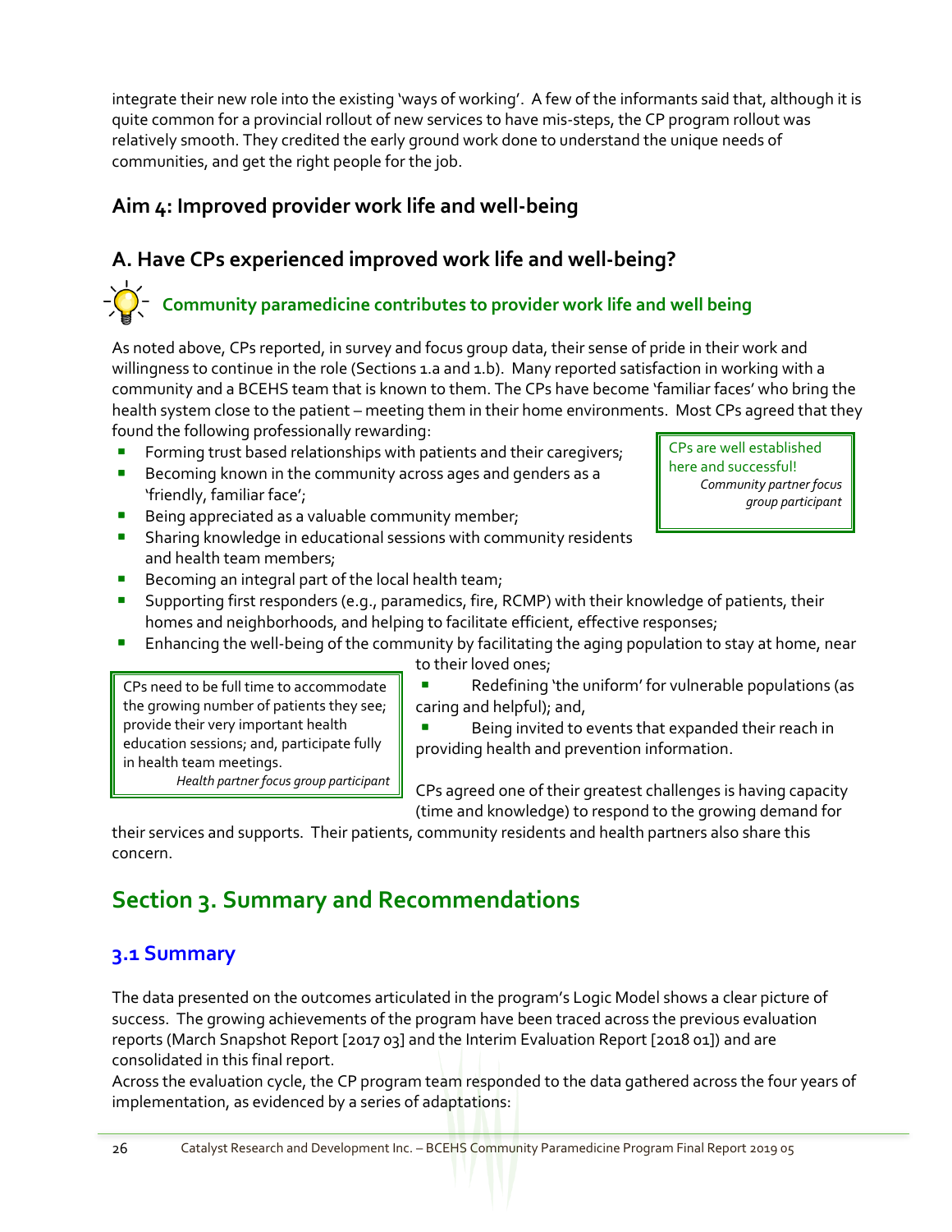integrate their new role into the existing 'ways of working'. A few of the informants said that, although it is quite common for a provincial rollout of new services to have mis-steps, the CP program rollout was relatively smooth. They credited the early ground work done to understand the unique needs of communities, and get the right people for the job.

### Aim 4: Improved provider work life and well-being

### A. Have CPs experienced improved work life and well-being?

**Community paramedicine contributes to provider work life and well being**

As noted above, CPs reported, in survey and focus group data, their sense of pride in their work and willingness to continue in the role (Sections 1.a and 1.b). Many reported satisfaction in working with a community and a BCEHS team that is known to them. The CPs have become 'familiar faces' who bring the health system close to the patient – meeting them in their home environments. Most CPs agreed that they found the following professionally rewarding:

> CPs are well established here and successful!
> *Community partner focus group participant*

- Forming trust based relationships with patients and their caregivers;
- Becoming known in the community across ages and genders as a 'friendly, familiar face';
- Being appreciated as a valuable community member;
- Sharing knowledge in educational sessions with community residents and health team members;
- Becoming an integral part of the local health team;
- Supporting first responders (e.g., paramedics, fire, RCMP) with their knowledge of patients, their homes and neighborhoods, and helping to facilitate efficient, effective responses;
- Enhancing the well-being of the community by facilitating the aging population to stay at home, near to their loved ones;
- Redefining 'the uniform' for vulnerable populations (as caring and helpful); and,
- Being invited to events that expanded their reach in providing health and prevention information.

> CPs need to be full time to accommodate the growing number of patients they see; provide their very important health education sessions; and, participate fully in health team meetings.
> *Health partner focus group participant*

CPs agreed one of their greatest challenges is having capacity (time and knowledge) to respond to the growing demand for their services and supports. Their patients, community residents and health partners also share this concern.

## Section 3. Summary and Recommendations

### 3.1 Summary

The data presented on the outcomes articulated in the program's Logic Model shows a clear picture of success. The growing achievements of the program have been traced across the previous evaluation reports (March Snapshot Report [2017 03] and the Interim Evaluation Report [2018 01]) and are consolidated in this final report.

Across the evaluation cycle, the CP program team responded to the data gathered across the four years of implementation, as evidenced by a series of adaptations: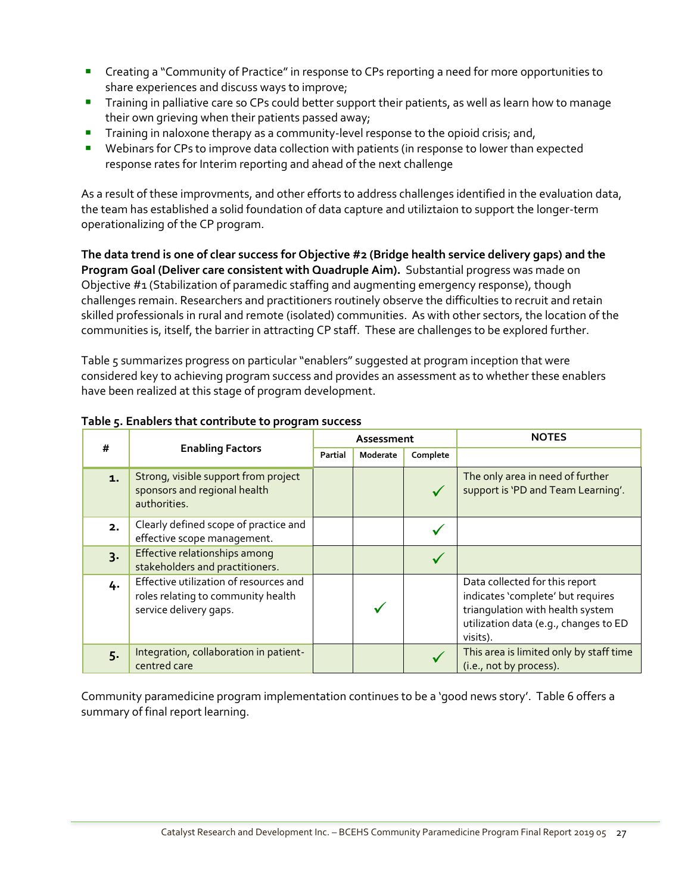- Creating a "Community of Practice" in response to CPs reporting a need for more opportunities to share experiences and discuss ways to improve;
- Training in palliative care so CPs could better support their patients, as well as learn how to manage their own grieving when their patients passed away;
- Training in naloxone therapy as a community-level response to the opioid crisis; and,
- Webinars for CPs to improve data collection with patients (in response to lower than expected response rates for Interim reporting and ahead of the next challenge

As a result of these improvments, and other efforts to address challenges identified in the evaluation data, the team has established a solid foundation of data capture and utiliztaion to support the longer-term operationalizing of the CP program.

**The data trend is one of clear success for Objective #2 (Bridge health service delivery gaps) and the Program Goal (Deliver care consistent with Quadruple Aim).** Substantial progress was made on Objective #1 (Stabilization of paramedic staffing and augmenting emergency response), though challenges remain. Researchers and practitioners routinely observe the difficulties to recruit and retain skilled professionals in rural and remote (isolated) communities. As with other sectors, the location of the communities is, itself, the barrier in attracting CP staff. These are challenges to be explored further.

Table 5 summarizes progress on particular "enablers" suggested at program inception that were considered key to achieving program success and provides an assessment as to whether these enablers have been realized at this stage of program development.

**Table 5. Enablers that contribute to program success**

| # | Enabling Factors | Assessment | | | NOTES |
|---|---|---|---|---|---|
| | | Partial | Moderate | Complete | |
| 1. | Strong, visible support from project sponsors and regional health authorities. | | | ✓ | The only area in need of further support is 'PD and Team Learning'. |
| 2. | Clearly defined scope of practice and effective scope management. | | | ✓ | |
| 3. | Effective relationships among stakeholders and practitioners. | | | ✓ | |
| 4. | Effective utilization of resources and roles relating to community health service delivery gaps. | | ✓ | | Data collected for this report indicates 'complete' but requires triangulation with health system utilization data (e.g., changes to ED visits). |
| 5. | Integration, collaboration in patient-centred care | | | ✓ | This area is limited only by staff time (i.e., not by process). |

Community paramedicine program implementation continues to be a 'good news story'. Table 6 offers a summary of final report learning.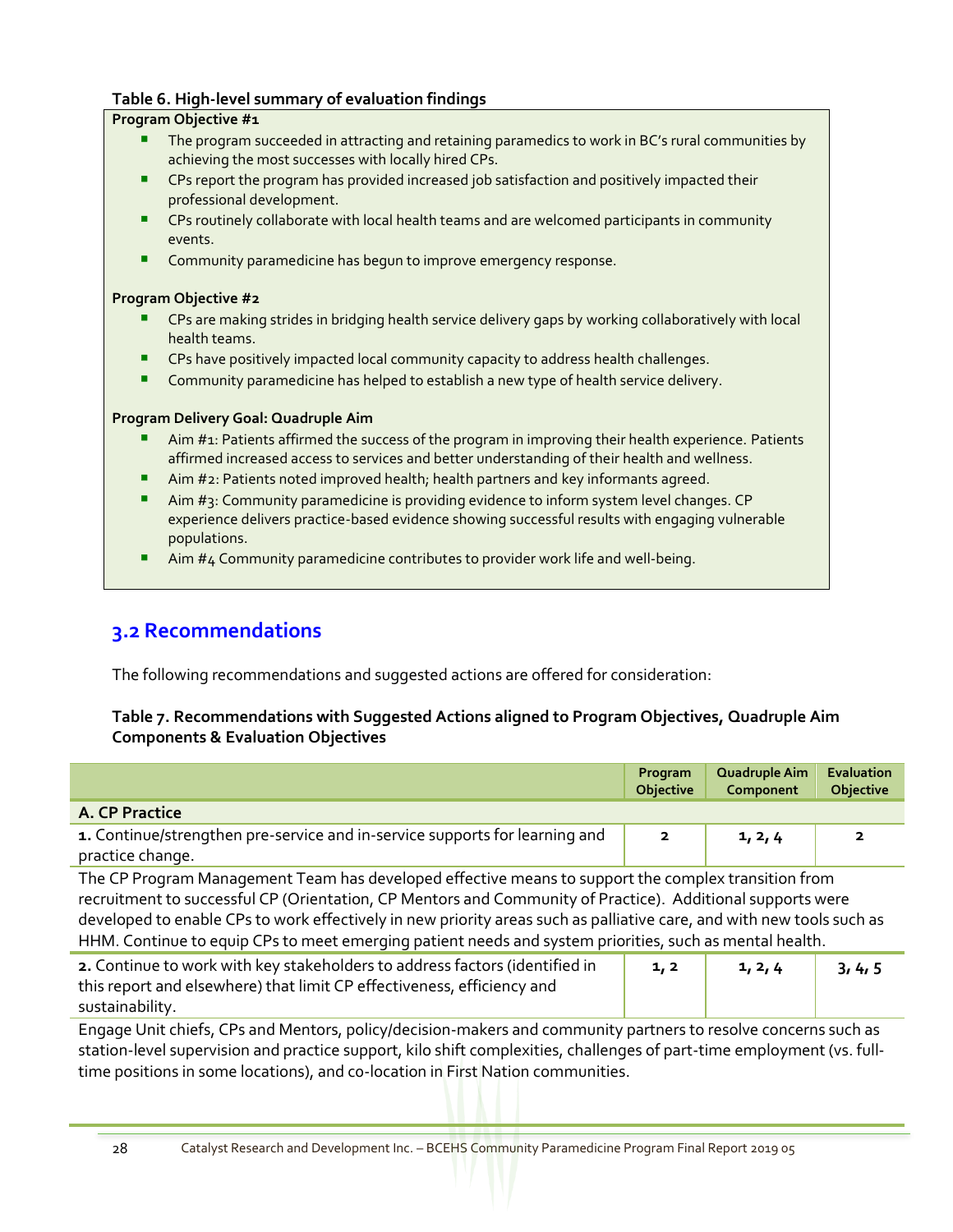**Table 6. High-level summary of evaluation findings**

**Program Objective #1**

- The program succeeded in attracting and retaining paramedics to work in BC's rural communities by achieving the most successes with locally hired CPs.
- CPs report the program has provided increased job satisfaction and positively impacted their professional development.
- CPs routinely collaborate with local health teams and are welcomed participants in community events.
- Community paramedicine has begun to improve emergency response.

**Program Objective #2**

- CPs are making strides in bridging health service delivery gaps by working collaboratively with local health teams.
- CPs have positively impacted local community capacity to address health challenges.
- Community paramedicine has helped to establish a new type of health service delivery.

**Program Delivery Goal: Quadruple Aim**

- Aim #1: Patients affirmed the success of the program in improving their health experience. Patients affirmed increased access to services and better understanding of their health and wellness.
- Aim #2: Patients noted improved health; health partners and key informants agreed.
- Aim #3: Community paramedicine is providing evidence to inform system level changes. CP experience delivers practice-based evidence showing successful results with engaging vulnerable populations.
- Aim #4 Community paramedicine contributes to provider work life and well-being.

## 3.2 Recommendations

The following recommendations and suggested actions are offered for consideration:

**Table 7. Recommendations with Suggested Actions aligned to Program Objectives, Quadruple Aim Components & Evaluation Objectives**

| | Program Objective | Quadruple Aim Component | Evaluation Objective |
|---|---|---|---|
| **A. CP Practice** | | | |
| **1.** Continue/strengthen pre-service and in-service supports for learning and practice change. | **2** | **1, 2, 4** | **2** |
| The CP Program Management Team has developed effective means to support the complex transition from recruitment to successful CP (Orientation, CP Mentors and Community of Practice). Additional supports were developed to enable CPs to work effectively in new priority areas such as palliative care, and with new tools such as HHM. Continue to equip CPs to meet emerging patient needs and system priorities, such as mental health. | | | |
| **2.** Continue to work with key stakeholders to address factors (identified in this report and elsewhere) that limit CP effectiveness, efficiency and sustainability. | **1, 2** | **1, 2, 4** | **3, 4, 5** |
| Engage Unit chiefs, CPs and Mentors, policy/decision-makers and community partners to resolve concerns such as station-level supervision and practice support, kilo shift complexities, challenges of part-time employment (vs. full-time positions in some locations), and co-location in First Nation communities. | | | |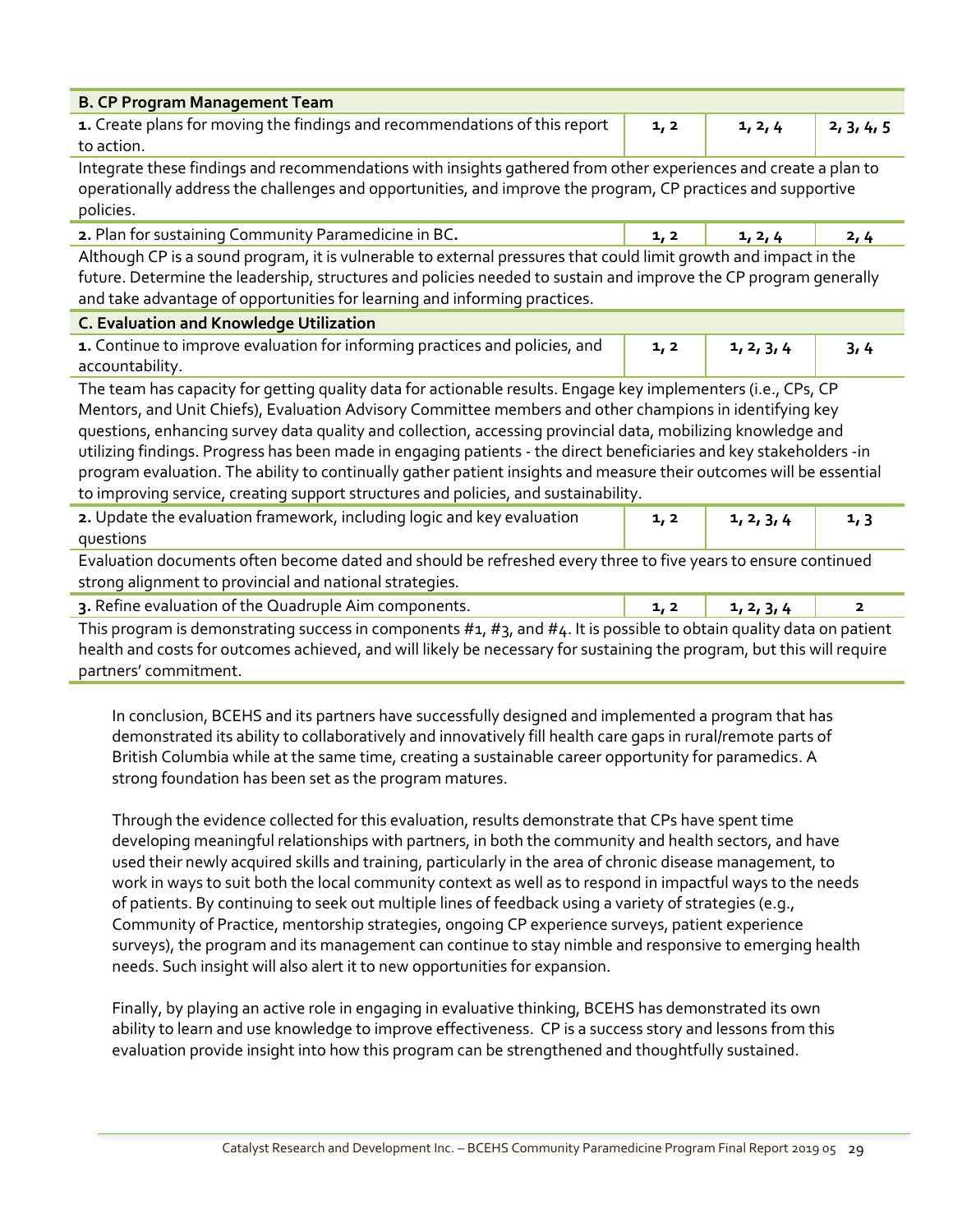| B. CP Program Management Team | | | |
|---|---|---|---|
| **1.** Create plans for moving the findings and recommendations of this report to action. | **1, 2** | **1, 2, 4** | **2, 3, 4, 5** |
| Integrate these findings and recommendations with insights gathered from other experiences and create a plan to operationally address the challenges and opportunities, and improve the program, CP practices and supportive policies. | | | |
| **2.** Plan for sustaining Community Paramedicine in BC**.** | **1, 2** | **1, 2, 4** | **2, 4** |
| Although CP is a sound program, it is vulnerable to external pressures that could limit growth and impact in the future. Determine the leadership, structures and policies needed to sustain and improve the CP program generally and take advantage of opportunities for learning and informing practices. | | | |
| **C. Evaluation and Knowledge Utilization** | | | |
| **1.** Continue to improve evaluation for informing practices and policies, and accountability. | **1, 2** | **1, 2, 3, 4** | **3, 4** |
| The team has capacity for getting quality data for actionable results. Engage key implementers (i.e., CPs, CP Mentors, and Unit Chiefs), Evaluation Advisory Committee members and other champions in identifying key questions, enhancing survey data quality and collection, accessing provincial data, mobilizing knowledge and utilizing findings. Progress has been made in engaging patients - the direct beneficiaries and key stakeholders -in program evaluation. The ability to continually gather patient insights and measure their outcomes will be essential to improving service, creating support structures and policies, and sustainability. | | | |
| **2.** Update the evaluation framework, including logic and key evaluation questions | **1, 2** | **1, 2, 3, 4** | **1, 3** |
| Evaluation documents often become dated and should be refreshed every three to five years to ensure continued strong alignment to provincial and national strategies. | | | |
| **3.** Refine evaluation of the Quadruple Aim components. | **1, 2** | **1, 2, 3, 4** | **2** |
| This program is demonstrating success in components #1, #3, and #4. It is possible to obtain quality data on patient health and costs for outcomes achieved, and will likely be necessary for sustaining the program, but this will require partners' commitment. | | | |

In conclusion, BCEHS and its partners have successfully designed and implemented a program that has demonstrated its ability to collaboratively and innovatively fill health care gaps in rural/remote parts of British Columbia while at the same time, creating a sustainable career opportunity for paramedics. A strong foundation has been set as the program matures.

Through the evidence collected for this evaluation, results demonstrate that CPs have spent time developing meaningful relationships with partners, in both the community and health sectors, and have used their newly acquired skills and training, particularly in the area of chronic disease management, to work in ways to suit both the local community context as well as to respond in impactful ways to the needs of patients. By continuing to seek out multiple lines of feedback using a variety of strategies (e.g., Community of Practice, mentorship strategies, ongoing CP experience surveys, patient experience surveys), the program and its management can continue to stay nimble and responsive to emerging health needs. Such insight will also alert it to new opportunities for expansion.

Finally, by playing an active role in engaging in evaluative thinking, BCEHS has demonstrated its own ability to learn and use knowledge to improve effectiveness. CP is a success story and lessons from this evaluation provide insight into how this program can be strengthened and thoughtfully sustained.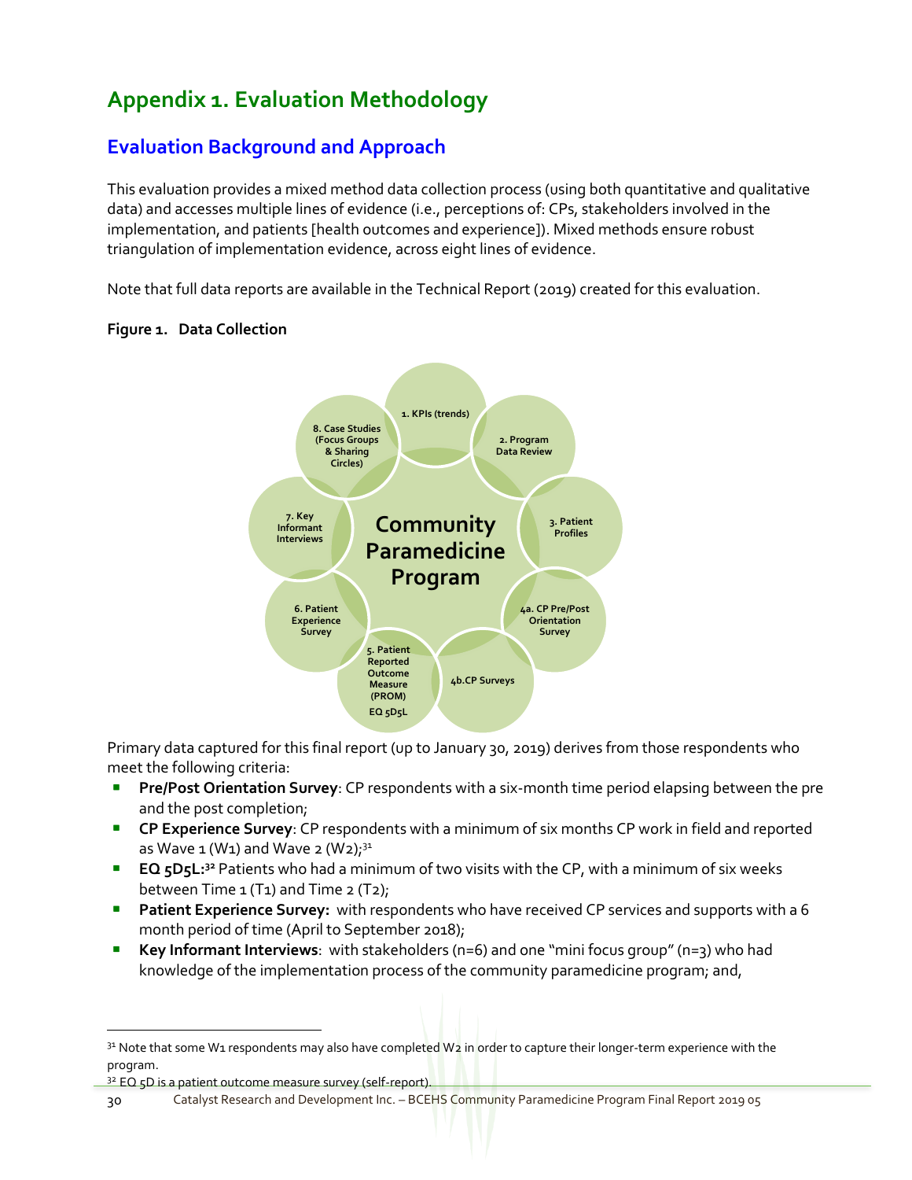# Appendix 1. Evaluation Methodology

## Evaluation Background and Approach

This evaluation provides a mixed method data collection process (using both quantitative and qualitative data) and accesses multiple lines of evidence (i.e., perceptions of: CPs, stakeholders involved in the implementation, and patients [health outcomes and experience]). Mixed methods ensure robust triangulation of implementation evidence, across eight lines of evidence.

Note that full data reports are available in the Technical Report (2019) created for this evaluation.

**Figure 1. Data Collection**

Community Paramedicine Program

1. KPIs (trends)
2. Program Data Review
3. Patient Profiles
4a. CP Pre/Post Orientation Survey
4b. CP Surveys
5. Patient Reported Outcome Measure (PROM) EQ 5D5L
6. Patient Experience Survey
7. Key Informant Interviews
8. Case Studies (Focus Groups & Sharing Circles)

Primary data captured for this final report (up to January 30, 2019) derives from those respondents who meet the following criteria:

- **Pre/Post Orientation Survey**: CP respondents with a six-month time period elapsing between the pre and the post completion;
- **CP Experience Survey**: CP respondents with a minimum of six months CP work in field and reported as Wave 1 (W1) and Wave 2 (W2);[31]
- **EQ 5D5L:**[32] Patients who had a minimum of two visits with the CP, with a minimum of six weeks between Time 1 (T1) and Time 2 (T2);
- **Patient Experience Survey:** with respondents who have received CP services and supports with a 6 month period of time (April to September 2018);
- **Key Informant Interviews**: with stakeholders (n=6) and one "mini focus group" (n=3) who had knowledge of the implementation process of the community paramedicine program; and,

---

[31] Note that some W1 respondents may also have completed W2 in order to capture their longer-term experience with the program.

[32] EQ 5D is a patient outcome measure survey (self-report).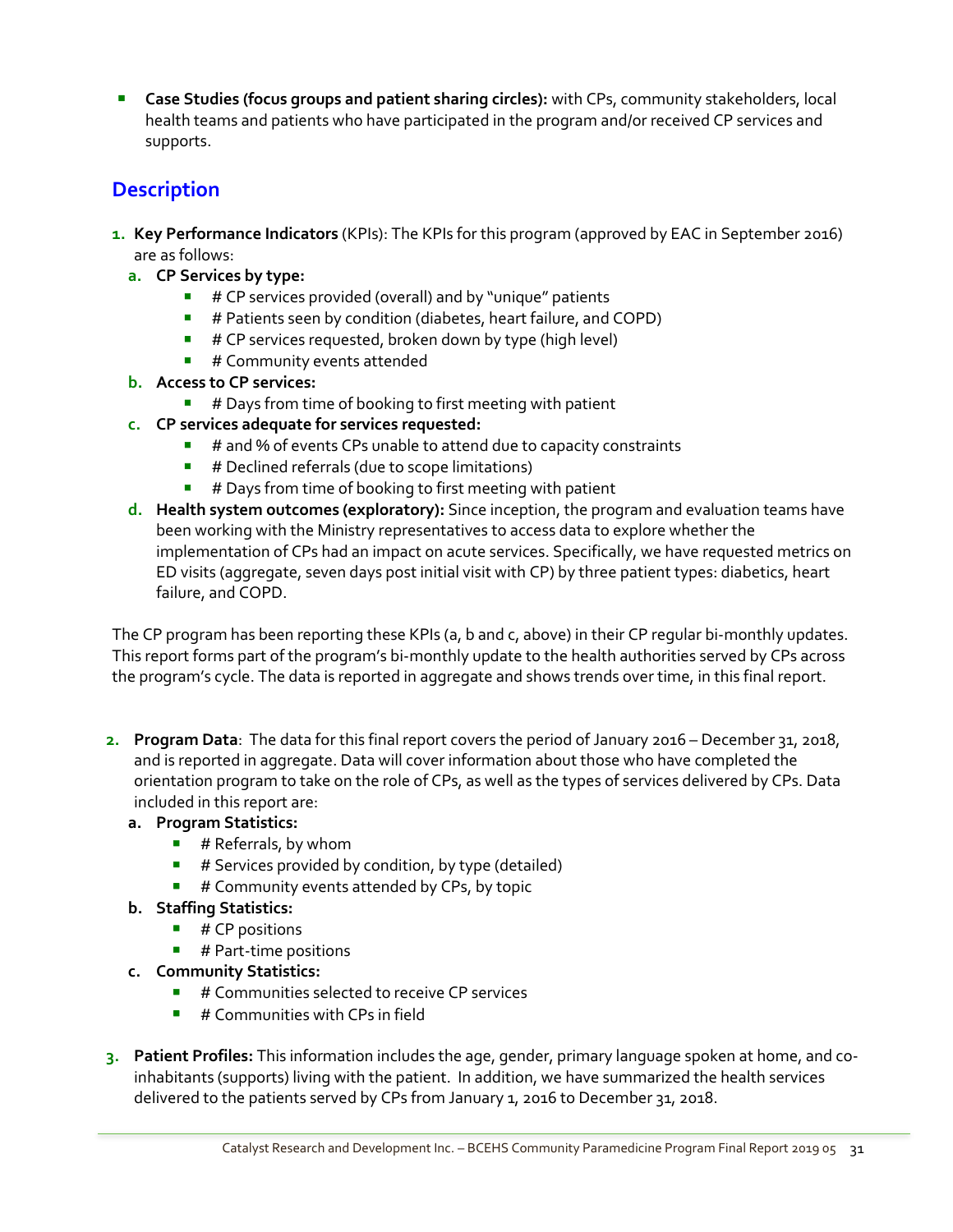- **Case Studies (focus groups and patient sharing circles):** with CPs, community stakeholders, local health teams and patients who have participated in the program and/or received CP services and supports.

## Description

1. **Key Performance Indicators** (KPIs): The KPIs for this program (approved by EAC in September 2016) are as follows:
   a. **CP Services by type:**
      - # CP services provided (overall) and by "unique" patients
      - # Patients seen by condition (diabetes, heart failure, and COPD)
      - # CP services requested, broken down by type (high level)
      - # Community events attended
   
   b. **Access to CP services:**
      - # Days from time of booking to first meeting with patient
   
   c. **CP services adequate for services requested:**
      - # and % of events CPs unable to attend due to capacity constraints
      - # Declined referrals (due to scope limitations)
      - # Days from time of booking to first meeting with patient
   
   d. **Health system outcomes (exploratory):** Since inception, the program and evaluation teams have been working with the Ministry representatives to access data to explore whether the implementation of CPs had an impact on acute services. Specifically, we have requested metrics on ED visits (aggregate, seven days post initial visit with CP) by three patient types: diabetics, heart failure, and COPD.

The CP program has been reporting these KPIs (a, b and c, above) in their CP regular bi-monthly updates. This report forms part of the program's bi-monthly update to the health authorities served by CPs across the program's cycle. The data is reported in aggregate and shows trends over time, in this final report.

2. **Program Data**: The data for this final report covers the period of January 2016 – December 31, 2018, and is reported in aggregate. Data will cover information about those who have completed the orientation program to take on the role of CPs, as well as the types of services delivered by CPs. Data included in this report are:
   a. **Program Statistics:**
      - # Referrals, by whom
      - # Services provided by condition, by type (detailed)
      - # Community events attended by CPs, by topic
   
   b. **Staffing Statistics:**
      - # CP positions
      - # Part-time positions
   
   c. **Community Statistics:**
      - # Communities selected to receive CP services
      - # Communities with CPs in field

3. **Patient Profiles:** This information includes the age, gender, primary language spoken at home, and co-inhabitants (supports) living with the patient. In addition, we have summarized the health services delivered to the patients served by CPs from January 1, 2016 to December 31, 2018.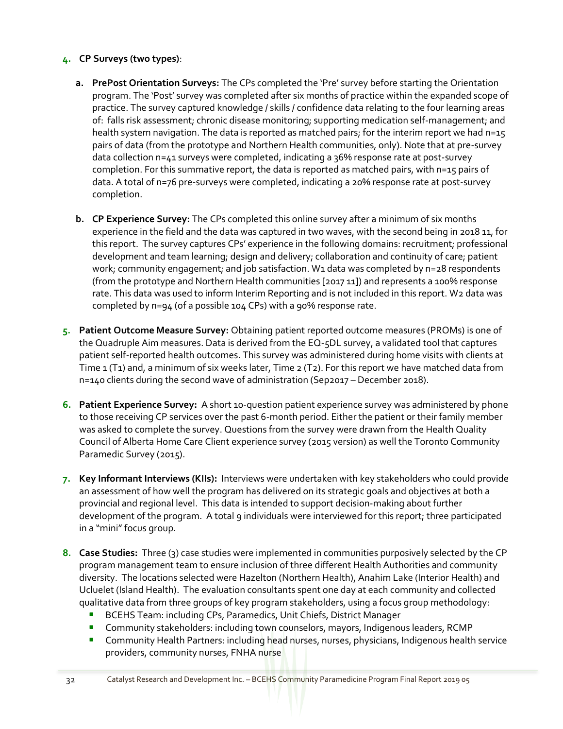4. **CP Surveys (two types)**:

   a. **PrePost Orientation Surveys:** The CPs completed the 'Pre' survey before starting the Orientation program. The 'Post' survey was completed after six months of practice within the expanded scope of practice. The survey captured knowledge / skills / confidence data relating to the four learning areas of: falls risk assessment; chronic disease monitoring; supporting medication self-management; and health system navigation. The data is reported as matched pairs; for the interim report we had n=15 pairs of data (from the prototype and Northern Health communities, only). Note that at pre-survey data collection n=41 surveys were completed, indicating a 36% response rate at post-survey completion. For this summative report, the data is reported as matched pairs, with n=15 pairs of data. A total of n=76 pre-surveys were completed, indicating a 20% response rate at post-survey completion.

   b. **CP Experience Survey:** The CPs completed this online survey after a minimum of six months experience in the field and the data was captured in two waves, with the second being in 2018 11, for this report. The survey captures CPs' experience in the following domains: recruitment; professional development and team learning; design and delivery; collaboration and continuity of care; patient work; community engagement; and job satisfaction. W1 data was completed by n=28 respondents (from the prototype and Northern Health communities [2017 11]) and represents a 100% response rate. This data was used to inform Interim Reporting and is not included in this report. W2 data was completed by n=94 (of a possible 104 CPs) with a 90% response rate.

5. **Patient Outcome Measure Survey:** Obtaining patient reported outcome measures (PROMs) is one of the Quadruple Aim measures. Data is derived from the EQ-5DL survey, a validated tool that captures patient self-reported health outcomes. This survey was administered during home visits with clients at Time 1 (T1) and, a minimum of six weeks later, Time 2 (T2). For this report we have matched data from n=140 clients during the second wave of administration (Sep2017 – December 2018).

6. **Patient Experience Survey:** A short 10-question patient experience survey was administered by phone to those receiving CP services over the past 6-month period. Either the patient or their family member was asked to complete the survey. Questions from the survey were drawn from the Health Quality Council of Alberta Home Care Client experience survey (2015 version) as well the Toronto Community Paramedic Survey (2015).

7. **Key Informant Interviews (KIIs):** Interviews were undertaken with key stakeholders who could provide an assessment of how well the program has delivered on its strategic goals and objectives at both a provincial and regional level. This data is intended to support decision-making about further development of the program. A total 9 individuals were interviewed for this report; three participated in a "mini" focus group.

8. **Case Studies:** Three (3) case studies were implemented in communities purposively selected by the CP program management team to ensure inclusion of three different Health Authorities and community diversity. The locations selected were Hazelton (Northern Health), Anahim Lake (Interior Health) and Ucluelet (Island Health). The evaluation consultants spent one day at each community and collected qualitative data from three groups of key program stakeholders, using a focus group methodology:
   - BCEHS Team: including CPs, Paramedics, Unit Chiefs, District Manager
   - Community stakeholders: including town counselors, mayors, Indigenous leaders, RCMP
   - Community Health Partners: including head nurses, nurses, physicians, Indigenous health service providers, community nurses, FNHA nurse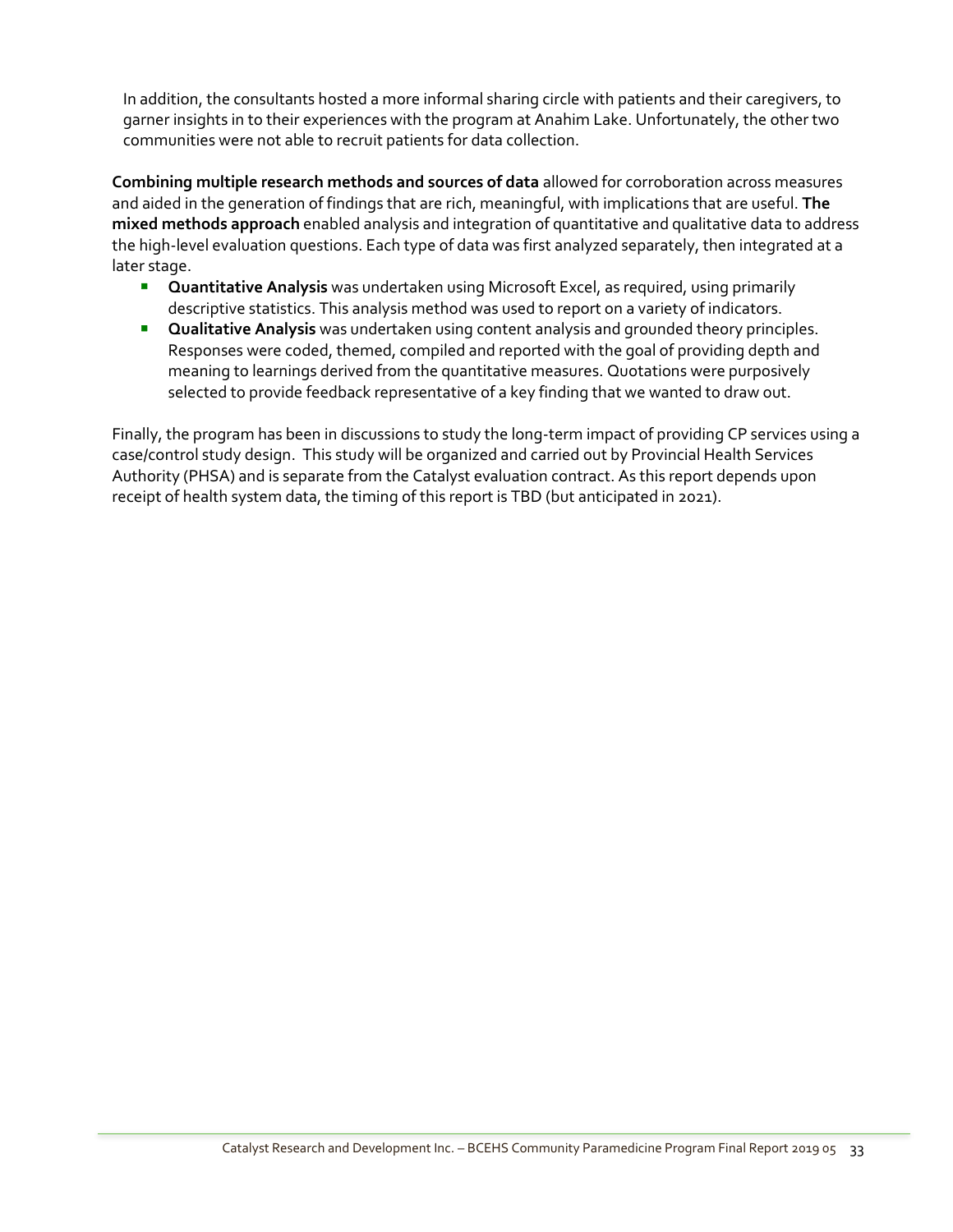In addition, the consultants hosted a more informal sharing circle with patients and their caregivers, to garner insights in to their experiences with the program at Anahim Lake. Unfortunately, the other two communities were not able to recruit patients for data collection.

**Combining multiple research methods and sources of data** allowed for corroboration across measures and aided in the generation of findings that are rich, meaningful, with implications that are useful. **The mixed methods approach** enabled analysis and integration of quantitative and qualitative data to address the high-level evaluation questions. Each type of data was first analyzed separately, then integrated at a later stage.

- **Quantitative Analysis** was undertaken using Microsoft Excel, as required, using primarily descriptive statistics. This analysis method was used to report on a variety of indicators.
- **Qualitative Analysis** was undertaken using content analysis and grounded theory principles. Responses were coded, themed, compiled and reported with the goal of providing depth and meaning to learnings derived from the quantitative measures. Quotations were purposively selected to provide feedback representative of a key finding that we wanted to draw out.

Finally, the program has been in discussions to study the long-term impact of providing CP services using a case/control study design. This study will be organized and carried out by Provincial Health Services Authority (PHSA) and is separate from the Catalyst evaluation contract. As this report depends upon receipt of health system data, the timing of this report is TBD (but anticipated in 2021).